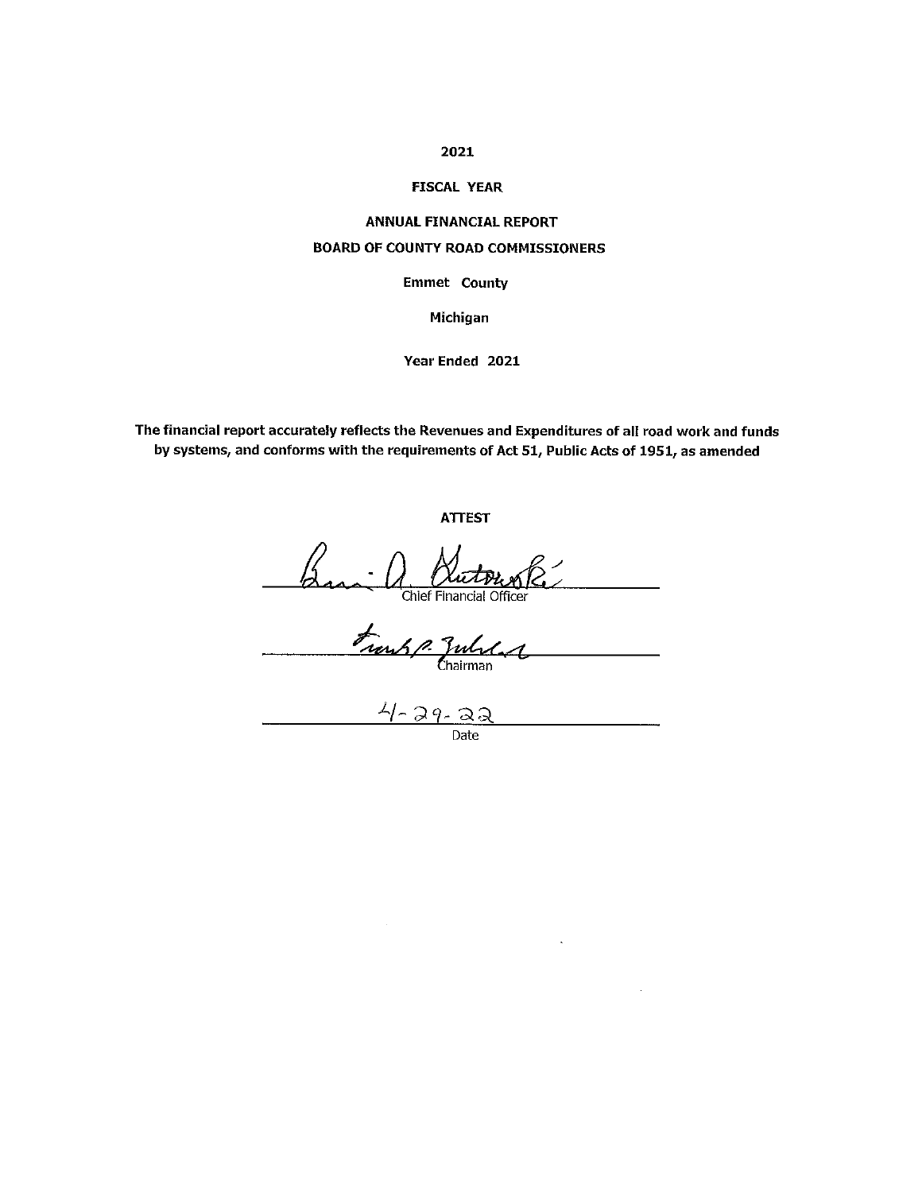**2021**

**FISCAL YEAR**

**ANNUAL FINANCIAL REPORT**

**BOARD OF COUNTY ROAD COMMISSIONERS**

**Emmet County**

**Michigan**

**Year Ended 2021**

**The financial report accurately reflects the Revenues and Expenditures of all road work and funds by systems, and conforms with the requirements of Act 51, Public Acts of 1951, as amended**

**ATTEST**

Chief Financial Officer

Chairman

4-29-22

Date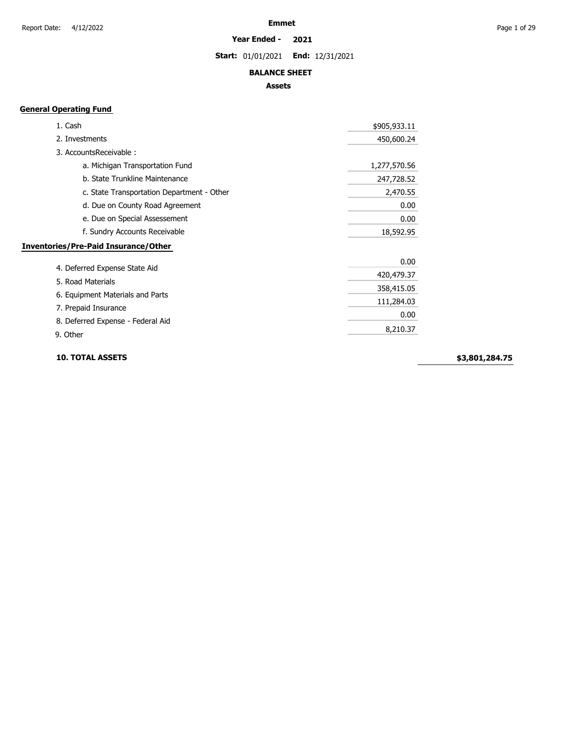# Emmet

**Year Ended - 2021**

**Start:** 01/01/2021 **End:** 12/31/2021

## BALANCE SHEET

### Assets

**General Operating Fund**

| Item | Amount | Total |
|---|---|---|
| 1. Cash | $905,933.11 | |
| 2. Investments | 450,600.24 | |
| 3. AccountsReceivable : | | |
| a. Michigan Transportation Fund | 1,277,570.56 | |
| b. State Trunkline Maintenance | 247,728.52 | |
| c. State Transportation Department - Other | 2,470.55 | |
| d. Due on County Road Agreement | 0.00 | |
| e. Due on Special Assessement | 0.00 | |
| f. Sundry Accounts Receivable | 18,592.95 | |
| **Inventories/Pre-Paid Insurance/Other** | | |
| 4. Deferred Expense State Aid | 0.00 | |
| 5. Road Materials | 420,479.37 | |
| 6. Equipment Materials and Parts | 358,415.05 | |
| 7. Prepaid Insurance | 111,284.03 | |
| 8. Deferred Expense - Federal Aid | 0.00 | |
| 9. Other | 8,210.37 | |
| **10. TOTAL ASSETS** | | **$3,801,284.75** |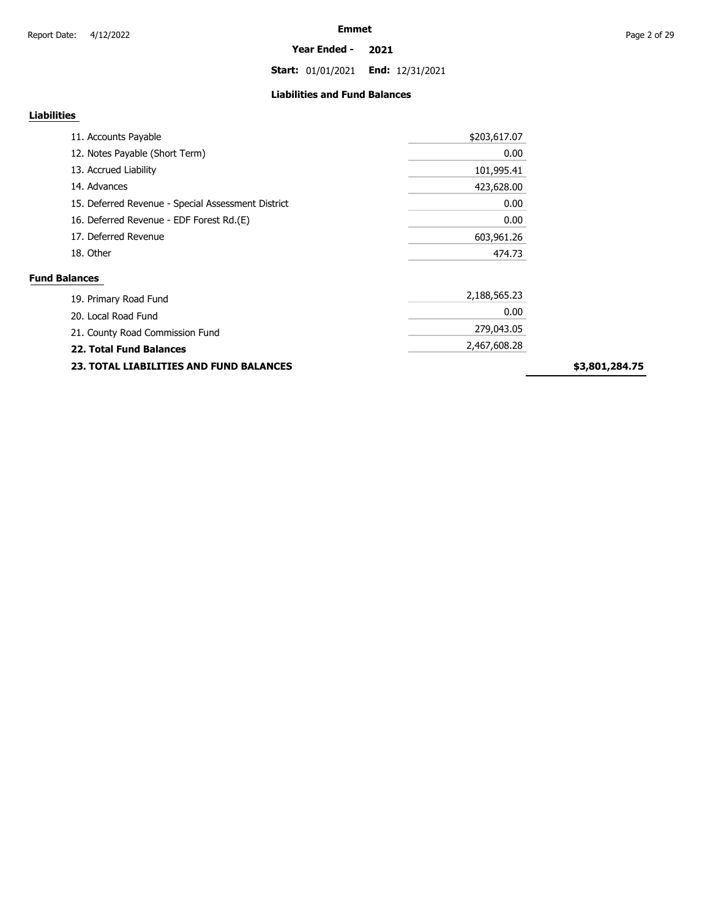**Emmet**

**Year Ended - 2021**

**Start:** 01/01/2021 **End:** 12/31/2021

### Liabilities and Fund Balances

**Liabilities**

| | | |
|---|---|---|
| 11. Accounts Payable | $203,617.07 | |
| 12. Notes Payable (Short Term) | 0.00 | |
| 13. Accrued Liability | 101,995.41 | |
| 14. Advances | 423,628.00 | |
| 15. Deferred Revenue - Special Assessment District | 0.00 | |
| 16. Deferred Revenue - EDF Forest Rd.(E) | 0.00 | |
| 17. Deferred Revenue | 603,961.26 | |
| 18. Other | 474.73 | |

**Fund Balances**

| | | |
|---|---|---|
| 19. Primary Road Fund | 2,188,565.23 | |
| 20. Local Road Fund | 0.00 | |
| 21. County Road Commission Fund | 279,043.05 | |
| **22. Total Fund Balances** | 2,467,608.28 | |
| **23. TOTAL LIABILITIES AND FUND BALANCES** | | **$3,801,284.75** |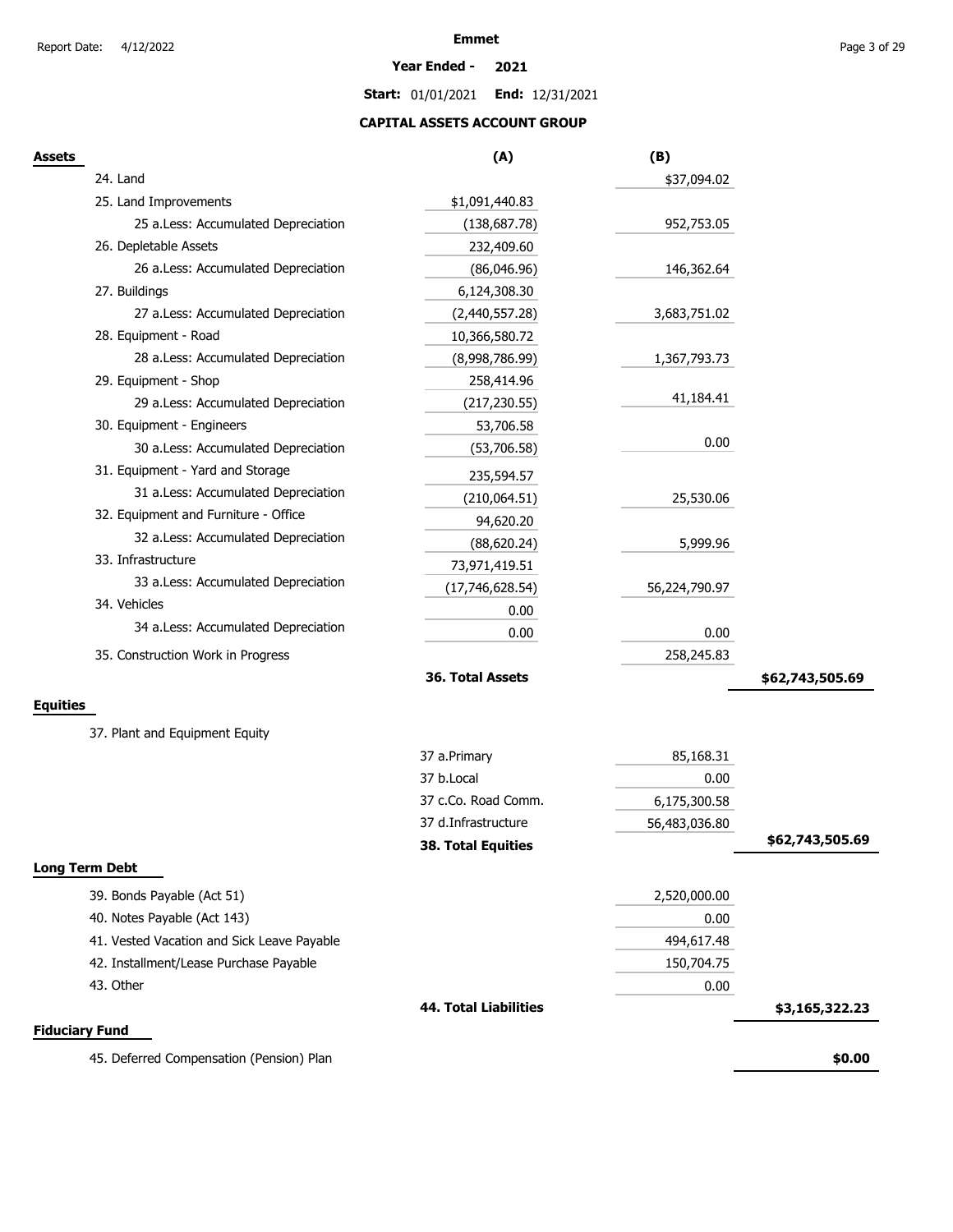# Emmet

**Year Ended - 2021**

**Start:** 01/01/2021 **End:** 12/31/2021

## CAPITAL ASSETS ACCOUNT GROUP

| **Assets** | (A) | (B) | |
|---|---|---|---|
| 24. Land | | $37,094.02 | |
| 25. Land Improvements | $1,091,440.83 | | |
| 25 a.Less: Accumulated Depreciation | (138,687.78) | 952,753.05 | |
| 26. Depletable Assets | 232,409.60 | | |
| 26 a.Less: Accumulated Depreciation | (86,046.96) | 146,362.64 | |
| 27. Buildings | 6,124,308.30 | | |
| 27 a.Less: Accumulated Depreciation | (2,440,557.28) | 3,683,751.02 | |
| 28. Equipment - Road | 10,366,580.72 | | |
| 28 a.Less: Accumulated Depreciation | (8,998,786.99) | 1,367,793.73 | |
| 29. Equipment - Shop | 258,414.96 | | |
| 29 a.Less: Accumulated Depreciation | (217,230.55) | 41,184.41 | |
| 30. Equipment - Engineers | 53,706.58 | | |
| 30 a.Less: Accumulated Depreciation | (53,706.58) | 0.00 | |
| 31. Equipment - Yard and Storage | 235,594.57 | | |
| 31 a.Less: Accumulated Depreciation | (210,064.51) | 25,530.06 | |
| 32. Equipment and Furniture - Office | 94,620.20 | | |
| 32 a.Less: Accumulated Depreciation | (88,620.24) | 5,999.96 | |
| 33. Infrastructure | 73,971,419.51 | | |
| 33 a.Less: Accumulated Depreciation | (17,746,628.54) | 56,224,790.97 | |
| 34. Vehicles | 0.00 | | |
| 34 a.Less: Accumulated Depreciation | 0.00 | 0.00 | |
| 35. Construction Work in Progress | | 258,245.83 | |
| | **36. Total Assets** | | **$62,743,505.69** |

| **Equities** | | | |
|---|---|---|---|
| 37. Plant and Equipment Equity | | | |
| | 37 a.Primary | 85,168.31 | |
| | 37 b.Local | 0.00 | |
| | 37 c.Co. Road Comm. | 6,175,300.58 | |
| | 37 d.Infrastructure | 56,483,036.80 | |
| | **38. Total Equities** | | **$62,743,505.69** |

| **Long Term Debt** | | | |
|---|---|---|---|
| 39. Bonds Payable (Act 51) | | 2,520,000.00 | |
| 40. Notes Payable (Act 143) | | 0.00 | |
| 41. Vested Vacation and Sick Leave Payable | | 494,617.48 | |
| 42. Installment/Lease Purchase Payable | | 150,704.75 | |
| 43. Other | | 0.00 | |
| | **44. Total Liabilities** | | **$3,165,322.23** |

| **Fiduciary Fund** | | | |
|---|---|---|---|
| 45. Deferred Compensation (Pension) Plan | | | **$0.00** |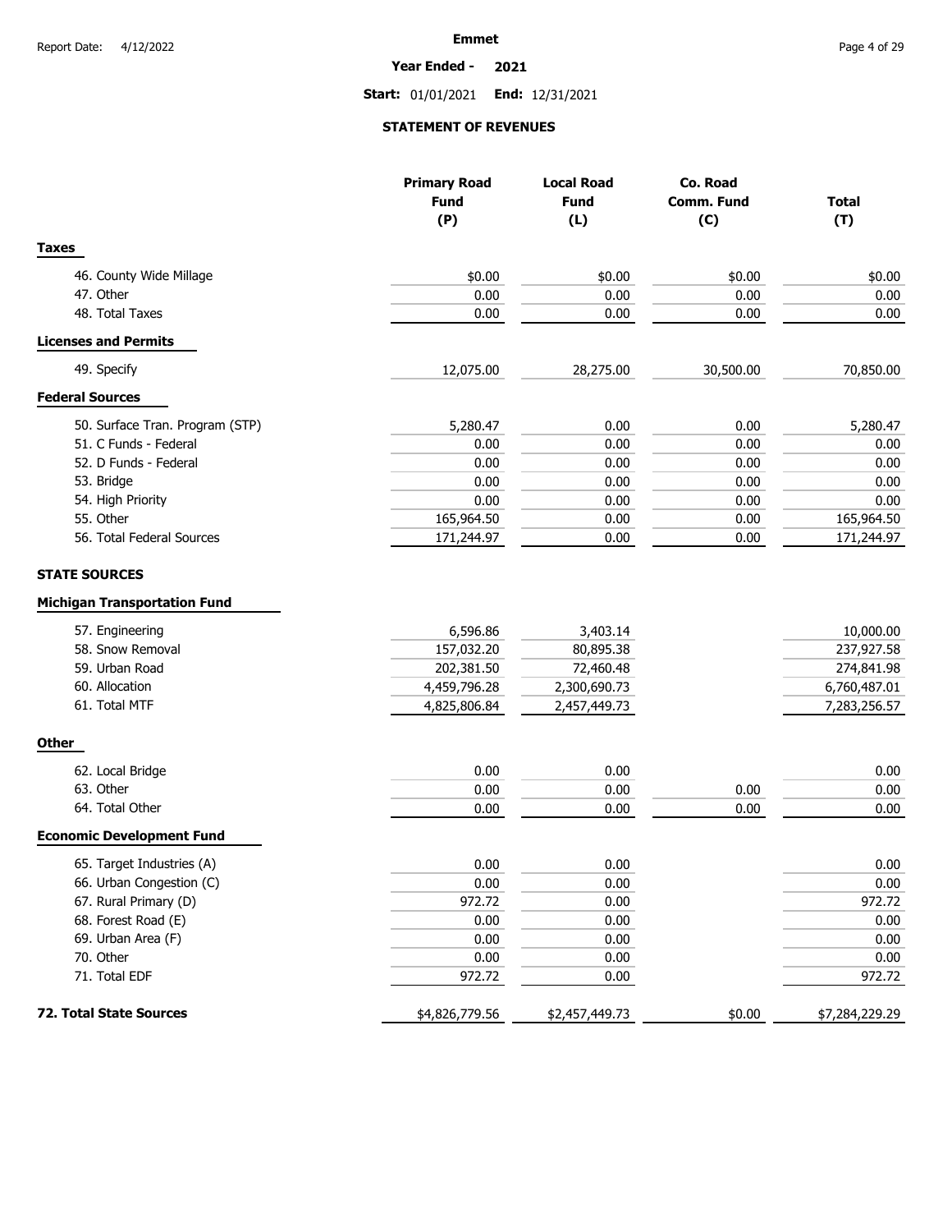**Emmet**

**Year Ended - 2021**

**Start:** 01/01/2021 **End:** 12/31/2021

## STATEMENT OF REVENUES

| | Primary Road Fund (P) | Local Road Fund (L) | Co. Road Comm. Fund (C) | Total (T) |
|---|---|---|---|---|
| **Taxes** | | | | |
| 46. County Wide Millage | $0.00 | $0.00 | $0.00 | $0.00 |
| 47. Other | 0.00 | 0.00 | 0.00 | 0.00 |
| 48. Total Taxes | 0.00 | 0.00 | 0.00 | 0.00 |
| **Licenses and Permits** | | | | |
| 49. Specify | 12,075.00 | 28,275.00 | 30,500.00 | 70,850.00 |
| **Federal Sources** | | | | |
| 50. Surface Tran. Program (STP) | 5,280.47 | 0.00 | 0.00 | 5,280.47 |
| 51. C Funds - Federal | 0.00 | 0.00 | 0.00 | 0.00 |
| 52. D Funds - Federal | 0.00 | 0.00 | 0.00 | 0.00 |
| 53. Bridge | 0.00 | 0.00 | 0.00 | 0.00 |
| 54. High Priority | 0.00 | 0.00 | 0.00 | 0.00 |
| 55. Other | 165,964.50 | 0.00 | 0.00 | 165,964.50 |
| 56. Total Federal Sources | 171,244.97 | 0.00 | 0.00 | 171,244.97 |
| **STATE SOURCES** | | | | |
| **Michigan Transportation Fund** | | | | |
| 57. Engineering | 6,596.86 | 3,403.14 | | 10,000.00 |
| 58. Snow Removal | 157,032.20 | 80,895.38 | | 237,927.58 |
| 59. Urban Road | 202,381.50 | 72,460.48 | | 274,841.98 |
| 60. Allocation | 4,459,796.28 | 2,300,690.73 | | 6,760,487.01 |
| 61. Total MTF | 4,825,806.84 | 2,457,449.73 | | 7,283,256.57 |
| **Other** | | | | |
| 62. Local Bridge | 0.00 | 0.00 | | 0.00 |
| 63. Other | 0.00 | 0.00 | 0.00 | 0.00 |
| 64. Total Other | 0.00 | 0.00 | 0.00 | 0.00 |
| **Economic Development Fund** | | | | |
| 65. Target Industries (A) | 0.00 | 0.00 | | 0.00 |
| 66. Urban Congestion (C) | 0.00 | 0.00 | | 0.00 |
| 67. Rural Primary (D) | 972.72 | 0.00 | | 972.72 |
| 68. Forest Road (E) | 0.00 | 0.00 | | 0.00 |
| 69. Urban Area (F) | 0.00 | 0.00 | | 0.00 |
| 70. Other | 0.00 | 0.00 | | 0.00 |
| 71. Total EDF | 972.72 | 0.00 | | 972.72 |
| **72. Total State Sources** | $4,826,779.56 | $2,457,449.73 | $0.00 | $7,284,229.29 |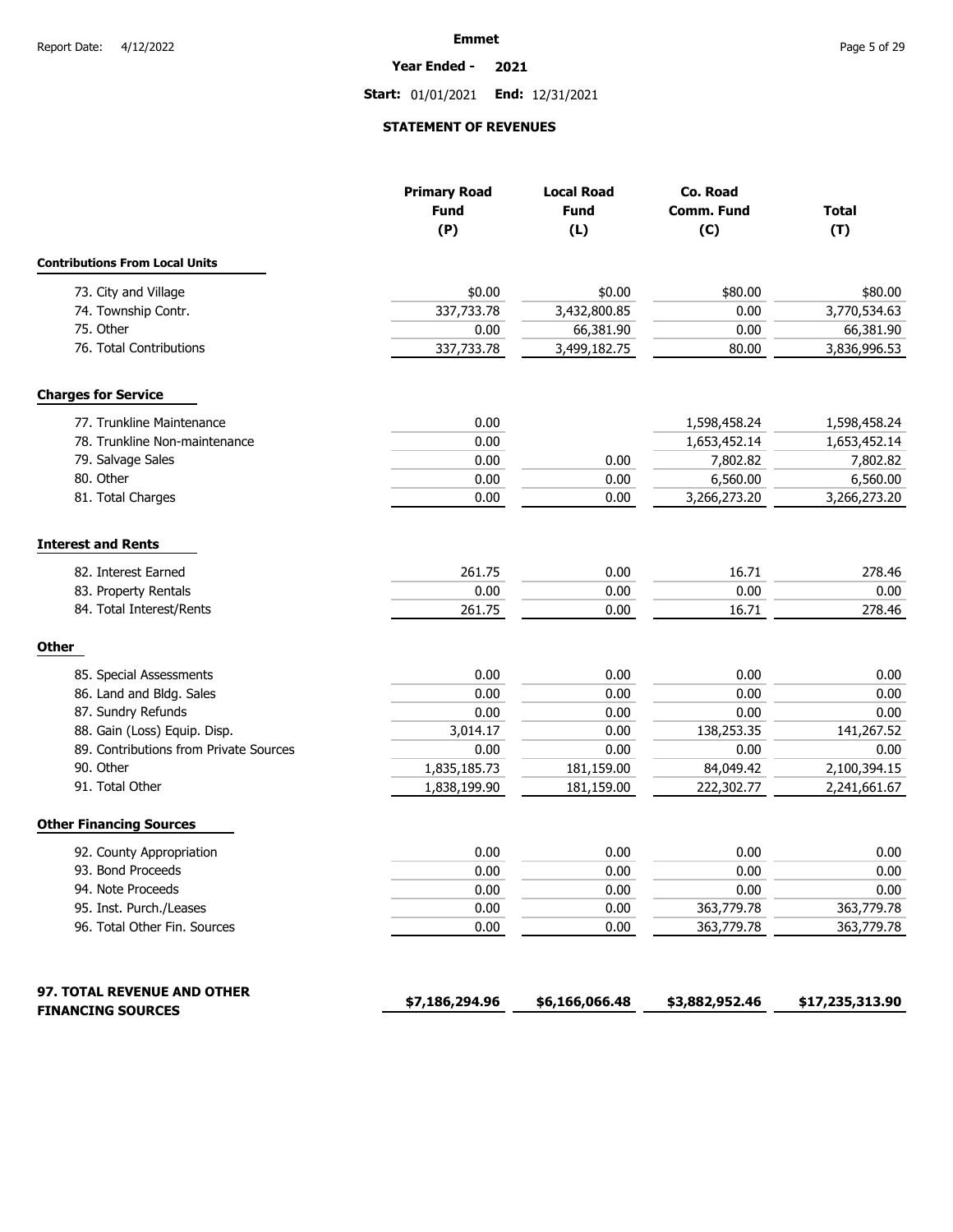**Emmet**

**Year Ended - 2021**

**Start:** 01/01/2021 **End:** 12/31/2021

## STATEMENT OF REVENUES

| | Primary Road Fund (P) | Local Road Fund (L) | Co. Road Comm. Fund (C) | Total (T) |
|---|---|---|---|---|
| **Contributions From Local Units** | | | | |
| 73. City and Village | $0.00 | $0.00 | $80.00 | $80.00 |
| 74. Township Contr. | 337,733.78 | 3,432,800.85 | 0.00 | 3,770,534.63 |
| 75. Other | 0.00 | 66,381.90 | 0.00 | 66,381.90 |
| 76. Total Contributions | 337,733.78 | 3,499,182.75 | 80.00 | 3,836,996.53 |
| **Charges for Service** | | | | |
| 77. Trunkline Maintenance | 0.00 | | 1,598,458.24 | 1,598,458.24 |
| 78. Trunkline Non-maintenance | 0.00 | | 1,653,452.14 | 1,653,452.14 |
| 79. Salvage Sales | 0.00 | 0.00 | 7,802.82 | 7,802.82 |
| 80. Other | 0.00 | 0.00 | 6,560.00 | 6,560.00 |
| 81. Total Charges | 0.00 | 0.00 | 3,266,273.20 | 3,266,273.20 |
| **Interest and Rents** | | | | |
| 82. Interest Earned | 261.75 | 0.00 | 16.71 | 278.46 |
| 83. Property Rentals | 0.00 | 0.00 | 0.00 | 0.00 |
| 84. Total Interest/Rents | 261.75 | 0.00 | 16.71 | 278.46 |
| **Other** | | | | |
| 85. Special Assessments | 0.00 | 0.00 | 0.00 | 0.00 |
| 86. Land and Bldg. Sales | 0.00 | 0.00 | 0.00 | 0.00 |
| 87. Sundry Refunds | 0.00 | 0.00 | 0.00 | 0.00 |
| 88. Gain (Loss) Equip. Disp. | 3,014.17 | 0.00 | 138,253.35 | 141,267.52 |
| 89. Contributions from Private Sources | 0.00 | 0.00 | 0.00 | 0.00 |
| 90. Other | 1,835,185.73 | 181,159.00 | 84,049.42 | 2,100,394.15 |
| 91. Total Other | 1,838,199.90 | 181,159.00 | 222,302.77 | 2,241,661.67 |
| **Other Financing Sources** | | | | |
| 92. County Appropriation | 0.00 | 0.00 | 0.00 | 0.00 |
| 93. Bond Proceeds | 0.00 | 0.00 | 0.00 | 0.00 |
| 94. Note Proceeds | 0.00 | 0.00 | 0.00 | 0.00 |
| 95. Inst. Purch./Leases | 0.00 | 0.00 | 363,779.78 | 363,779.78 |
| 96. Total Other Fin. Sources | 0.00 | 0.00 | 363,779.78 | 363,779.78 |
| **97. TOTAL REVENUE AND OTHER FINANCING SOURCES** | **$7,186,294.96** | **$6,166,066.48** | **$3,882,952.46** | **$17,235,313.90** |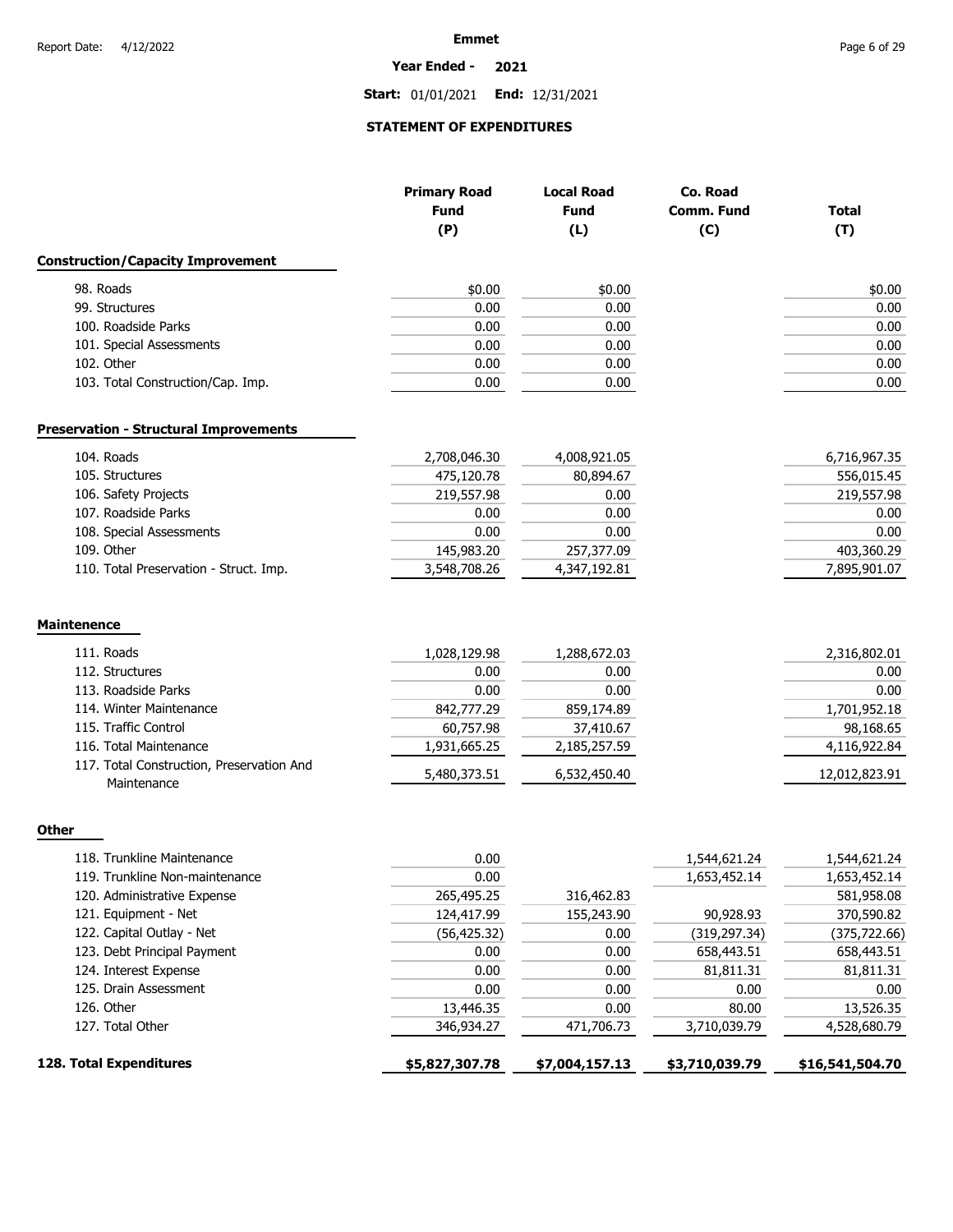**Emmet**

**Year Ended - 2021**

**Start:** 01/01/2021 **End:** 12/31/2021

## STATEMENT OF EXPENDITURES

| | Primary Road Fund (P) | Local Road Fund (L) | Co. Road Comm. Fund (C) | Total (T) |
|---|---|---|---|---|
| **Construction/Capacity Improvement** | | | | |
| 98. Roads | $0.00 | $0.00 | | $0.00 |
| 99. Structures | 0.00 | 0.00 | | 0.00 |
| 100. Roadside Parks | 0.00 | 0.00 | | 0.00 |
| 101. Special Assessments | 0.00 | 0.00 | | 0.00 |
| 102. Other | 0.00 | 0.00 | | 0.00 |
| 103. Total Construction/Cap. Imp. | 0.00 | 0.00 | | 0.00 |
| **Preservation - Structural Improvements** | | | | |
| 104. Roads | 2,708,046.30 | 4,008,921.05 | | 6,716,967.35 |
| 105. Structures | 475,120.78 | 80,894.67 | | 556,015.45 |
| 106. Safety Projects | 219,557.98 | 0.00 | | 219,557.98 |
| 107. Roadside Parks | 0.00 | 0.00 | | 0.00 |
| 108. Special Assessments | 0.00 | 0.00 | | 0.00 |
| 109. Other | 145,983.20 | 257,377.09 | | 403,360.29 |
| 110. Total Preservation - Struct. Imp. | 3,548,708.26 | 4,347,192.81 | | 7,895,901.07 |
| **Maintenence** | | | | |
| 111. Roads | 1,028,129.98 | 1,288,672.03 | | 2,316,802.01 |
| 112. Structures | 0.00 | 0.00 | | 0.00 |
| 113. Roadside Parks | 0.00 | 0.00 | | 0.00 |
| 114. Winter Maintenance | 842,777.29 | 859,174.89 | | 1,701,952.18 |
| 115. Traffic Control | 60,757.98 | 37,410.67 | | 98,168.65 |
| 116. Total Maintenance | 1,931,665.25 | 2,185,257.59 | | 4,116,922.84 |
| 117. Total Construction, Preservation And Maintenance | 5,480,373.51 | 6,532,450.40 | | 12,012,823.91 |
| **Other** | | | | |
| 118. Trunkline Maintenance | 0.00 | | 1,544,621.24 | 1,544,621.24 |
| 119. Trunkline Non-maintenance | 0.00 | | 1,653,452.14 | 1,653,452.14 |
| 120. Administrative Expense | 265,495.25 | 316,462.83 | | 581,958.08 |
| 121. Equipment - Net | 124,417.99 | 155,243.90 | 90,928.93 | 370,590.82 |
| 122. Capital Outlay - Net | (56,425.32) | 0.00 | (319,297.34) | (375,722.66) |
| 123. Debt Principal Payment | 0.00 | 0.00 | 658,443.51 | 658,443.51 |
| 124. Interest Expense | 0.00 | 0.00 | 81,811.31 | 81,811.31 |
| 125. Drain Assessment | 0.00 | 0.00 | 0.00 | 0.00 |
| 126. Other | 13,446.35 | 0.00 | 80.00 | 13,526.35 |
| 127. Total Other | 346,934.27 | 471,706.73 | 3,710,039.79 | 4,528,680.79 |
| **128. Total Expenditures** | **$5,827,307.78** | **$7,004,157.13** | **$3,710,039.79** | **$16,541,504.70** |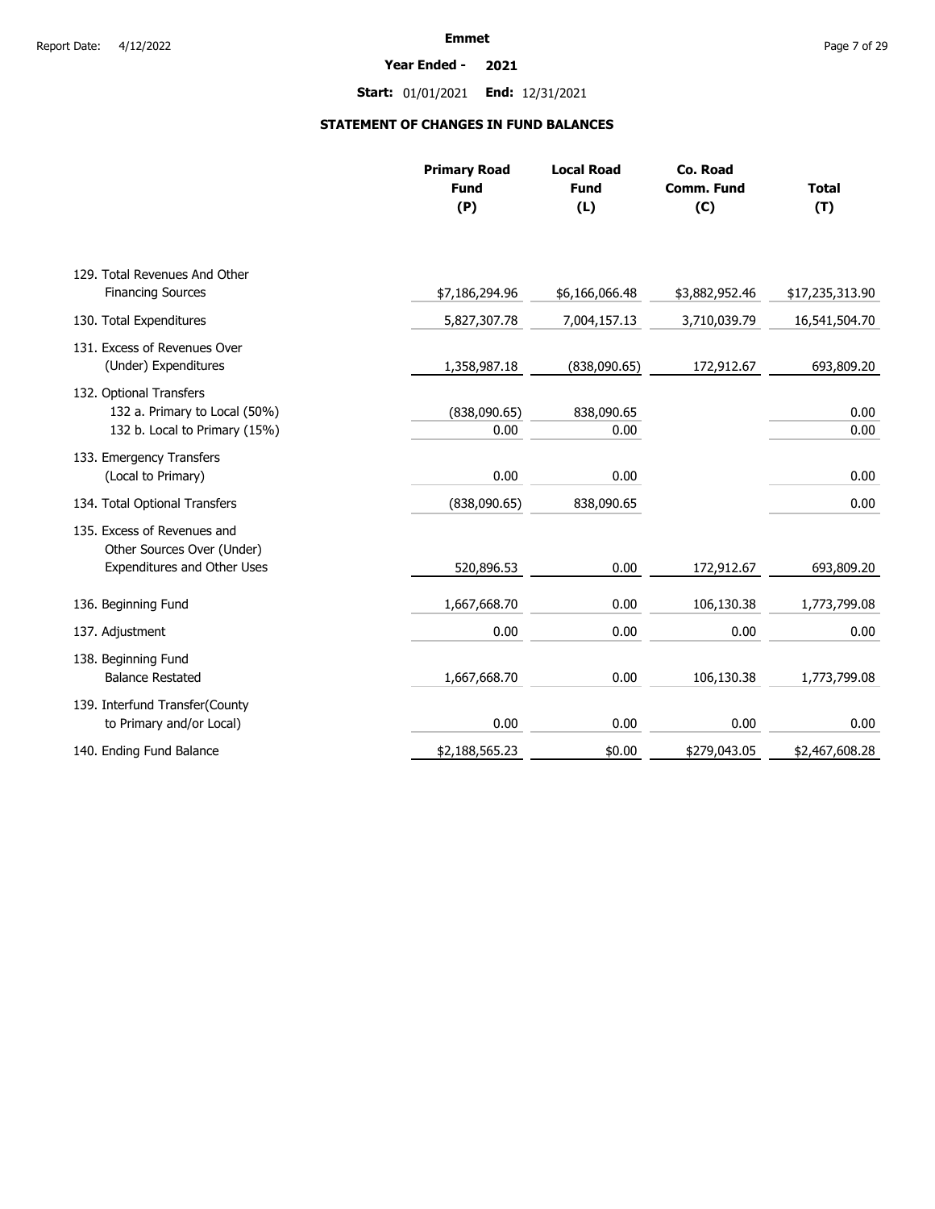**Emmet**

**Year Ended - 2021**

**Start:** 01/01/2021 **End:** 12/31/2021

## STATEMENT OF CHANGES IN FUND BALANCES

| | Primary Road Fund (P) | Local Road Fund (L) | Co. Road Comm. Fund (C) | Total (T) |
|---|---|---|---|---|
| 129. Total Revenues And Other Financing Sources | $7,186,294.96 | $6,166,066.48 | $3,882,952.46 | $17,235,313.90 |
| 130. Total Expenditures | 5,827,307.78 | 7,004,157.13 | 3,710,039.79 | 16,541,504.70 |
| 131. Excess of Revenues Over (Under) Expenditures | 1,358,987.18 | (838,090.65) | 172,912.67 | 693,809.20 |
| 132. Optional Transfers | | | | |
| 132 a. Primary to Local (50%) | (838,090.65) | 838,090.65 | | 0.00 |
| 132 b. Local to Primary (15%) | 0.00 | 0.00 | | 0.00 |
| 133. Emergency Transfers (Local to Primary) | 0.00 | 0.00 | | 0.00 |
| 134. Total Optional Transfers | (838,090.65) | 838,090.65 | | 0.00 |
| 135. Excess of Revenues and Other Sources Over (Under) Expenditures and Other Uses | 520,896.53 | 0.00 | 172,912.67 | 693,809.20 |
| 136. Beginning Fund | 1,667,668.70 | 0.00 | 106,130.38 | 1,773,799.08 |
| 137. Adjustment | 0.00 | 0.00 | 0.00 | 0.00 |
| 138. Beginning Fund Balance Restated | 1,667,668.70 | 0.00 | 106,130.38 | 1,773,799.08 |
| 139. Interfund Transfer(County to Primary and/or Local) | 0.00 | 0.00 | 0.00 | 0.00 |
| 140. Ending Fund Balance | $2,188,565.23 | $0.00 | $279,043.05 | $2,467,608.28 |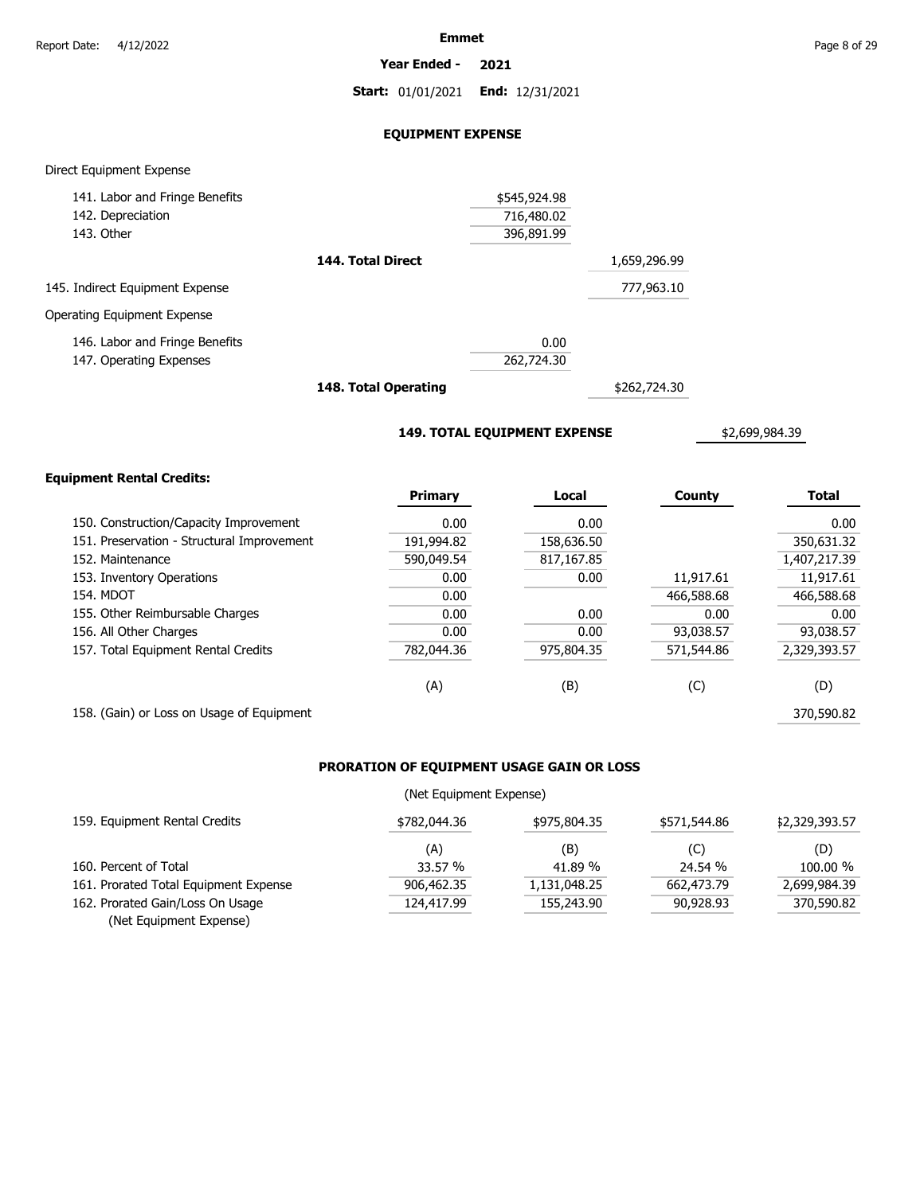Report Date: 4/12/2022

**Emmet**

**Year Ended - 2021**

**Start:** 01/01/2021 **End:** 12/31/2021

## EQUIPMENT EXPENSE

Direct Equipment Expense

| | | |
|---|---|---|
| 141. Labor and Fringe Benefits | $545,924.98 | |
| 142. Depreciation | 716,480.02 | |
| 143. Other | 396,891.99 | |
| **144. Total Direct** | | 1,659,296.99 |
| 145. Indirect Equipment Expense | | 777,963.10 |

Operating Equipment Expense

| | | |
|---|---|---|
| 146. Labor and Fringe Benefits | 0.00 | |
| 147. Operating Expenses | 262,724.30 | |
| **148. Total Operating** | | $262,724.30 |

**149. TOTAL EQUIPMENT EXPENSE** $2,699,984.39

**Equipment Rental Credits:**

| | Primary | Local | County | Total |
|---|---|---|---|---|
| 150. Construction/Capacity Improvement | 0.00 | 0.00 | | 0.00 |
| 151. Preservation - Structural Improvement | 191,994.82 | 158,636.50 | | 350,631.32 |
| 152. Maintenance | 590,049.54 | 817,167.85 | | 1,407,217.39 |
| 153. Inventory Operations | 0.00 | 0.00 | 11,917.61 | 11,917.61 |
| 154. MDOT | 0.00 | | 466,588.68 | 466,588.68 |
| 155. Other Reimbursable Charges | 0.00 | 0.00 | 0.00 | 0.00 |
| 156. All Other Charges | 0.00 | 0.00 | 93,038.57 | 93,038.57 |
| 157. Total Equipment Rental Credits | 782,044.36 | 975,804.35 | 571,544.86 | 2,329,393.57 |
| | (A) | (B) | (C) | (D) |
| 158. (Gain) or Loss on Usage of Equipment | | | | 370,590.82 |

## PRORATION OF EQUIPMENT USAGE GAIN OR LOSS

(Net Equipment Expense)

| | | | | |
|---|---|---|---|---|
| 159. Equipment Rental Credits | $782,044.36 | $975,804.35 | $571,544.86 | $2,329,393.57 |
| | (A) | (B) | (C) | (D) |
| 160. Percent of Total | 33.57 % | 41.89 % | 24.54 % | 100.00 % |
| 161. Prorated Total Equipment Expense | 906,462.35 | 1,131,048.25 | 662,473.79 | 2,699,984.39 |
| 162. Prorated Gain/Loss On Usage (Net Equipment Expense) | 124,417.99 | 155,243.90 | 90,928.93 | 370,590.82 |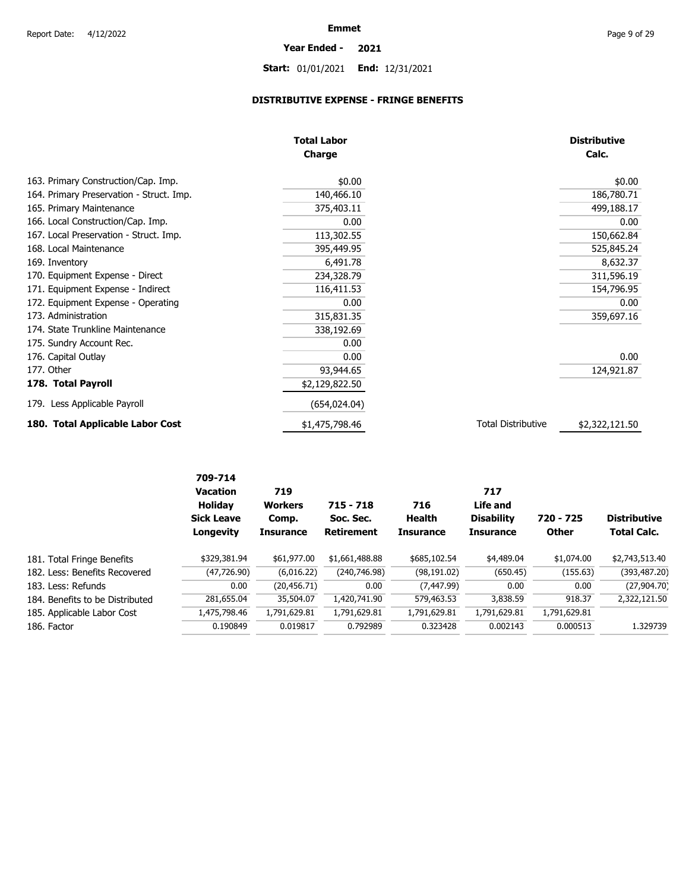**Emmet**

**Year Ended - 2021**

**Start:** 01/01/2021 **End:** 12/31/2021

## DISTRIBUTIVE EXPENSE - FRINGE BENEFITS

| | Total Labor Charge | | Distributive Calc. |
|---|---|---|---|
| 163. Primary Construction/Cap. Imp. | $0.00 | | $0.00 |
| 164. Primary Preservation - Struct. Imp. | 140,466.10 | | 186,780.71 |
| 165. Primary Maintenance | 375,403.11 | | 499,188.17 |
| 166. Local Construction/Cap. Imp. | 0.00 | | 0.00 |
| 167. Local Preservation - Struct. Imp. | 113,302.55 | | 150,662.84 |
| 168. Local Maintenance | 395,449.95 | | 525,845.24 |
| 169. Inventory | 6,491.78 | | 8,632.37 |
| 170. Equipment Expense - Direct | 234,328.79 | | 311,596.19 |
| 171. Equipment Expense - Indirect | 116,411.53 | | 154,796.95 |
| 172. Equipment Expense - Operating | 0.00 | | 0.00 |
| 173. Administration | 315,831.35 | | 359,697.16 |
| 174. State Trunkline Maintenance | 338,192.69 | | |
| 175. Sundry Account Rec. | 0.00 | | |
| 176. Capital Outlay | 0.00 | | 0.00 |
| 177. Other | 93,944.65 | | 124,921.87 |
| **178. Total Payroll** | $2,129,822.50 | | |
| 179. Less Applicable Payroll | (654,024.04) | | |
| **180. Total Applicable Labor Cost** | $1,475,798.46 | Total Distributive | $2,322,121.50 |

| | 709-714 Vacation Holiday Sick Leave Longevity | 719 Workers Comp. Insurance | 715 - 718 Soc. Sec. Retirement | 716 Health Insurance | 717 Life and Disability Insurance | 720 - 725 Other | Distributive Total Calc. |
|---|---|---|---|---|---|---|---|
| 181. Total Fringe Benefits | $329,381.94 | $61,977.00 | $1,661,488.88 | $685,102.54 | $4,489.04 | $1,074.00 | $2,743,513.40 |
| 182. Less: Benefits Recovered | (47,726.90) | (6,016.22) | (240,746.98) | (98,191.02) | (650.45) | (155.63) | (393,487.20) |
| 183. Less: Refunds | 0.00 | (20,456.71) | 0.00 | (7,447.99) | 0.00 | 0.00 | (27,904.70) |
| 184. Benefits to be Distributed | 281,655.04 | 35,504.07 | 1,420,741.90 | 579,463.53 | 3,838.59 | 918.37 | 2,322,121.50 |
| 185. Applicable Labor Cost | 1,475,798.46 | 1,791,629.81 | 1,791,629.81 | 1,791,629.81 | 1,791,629.81 | 1,791,629.81 | |
| 186. Factor | 0.190849 | 0.019817 | 0.792989 | 0.323428 | 0.002143 | 0.000513 | 1.329739 |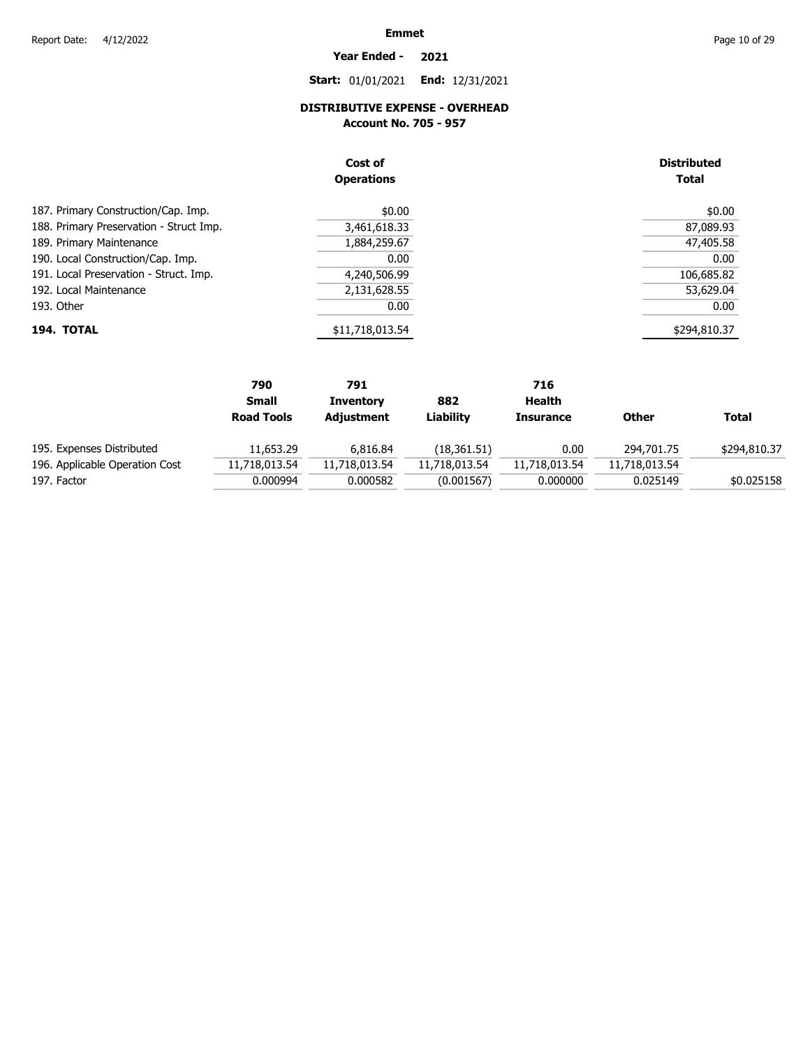**Emmet**

**Year Ended - 2021**

**Start:** 01/01/2021 **End:** 12/31/2021

## DISTRIBUTIVE EXPENSE - OVERHEAD

### Account No. 705 - 957

| | Cost of Operations | Distributed Total |
|---|---|---|
| 187. Primary Construction/Cap. Imp. | $0.00 | $0.00 |
| 188. Primary Preservation - Struct Imp. | 3,461,618.33 | 87,089.93 |
| 189. Primary Maintenance | 1,884,259.67 | 47,405.58 |
| 190. Local Construction/Cap. Imp. | 0.00 | 0.00 |
| 191. Local Preservation - Struct. Imp. | 4,240,506.99 | 106,685.82 |
| 192. Local Maintenance | 2,131,628.55 | 53,629.04 |
| 193. Other | 0.00 | 0.00 |
| **194. TOTAL** | $11,718,013.54 | $294,810.37 |

| | 790 Small Road Tools | 791 Inventory Adjustment | 882 Liability | 716 Health Insurance | Other | Total |
|---|---|---|---|---|---|---|
| 195. Expenses Distributed | 11,653.29 | 6,816.84 | (18,361.51) | 0.00 | 294,701.75 | $294,810.37 |
| 196. Applicable Operation Cost | 11,718,013.54 | 11,718,013.54 | 11,718,013.54 | 11,718,013.54 | 11,718,013.54 | |
| 197. Factor | 0.000994 | 0.000582 | (0.001567) | 0.000000 | 0.025149 | $0.025158 |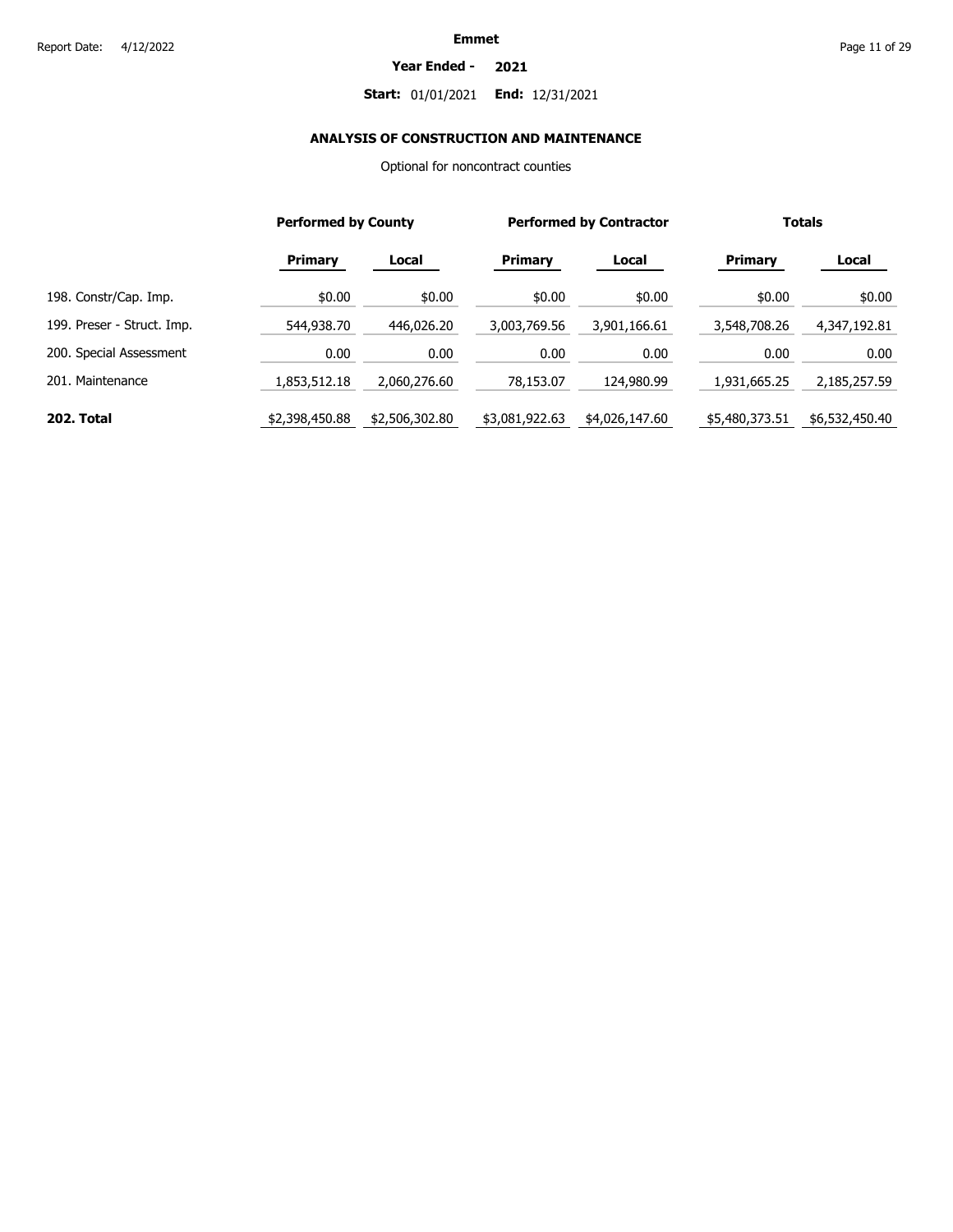**Emmet**

**Year Ended - 2021**

**Start:** 01/01/2021 **End:** 12/31/2021

### ANALYSIS OF CONSTRUCTION AND MAINTENANCE

Optional for noncontract counties

| | Performed by County | | Performed by Contractor | | Totals | |
|---|---|---|---|---|---|---|
| | **Primary** | **Local** | **Primary** | **Local** | **Primary** | **Local** |
| 198. Constr/Cap. Imp. | $0.00 | $0.00 | $0.00 | $0.00 | $0.00 | $0.00 |
| 199. Preser - Struct. Imp. | 544,938.70 | 446,026.20 | 3,003,769.56 | 3,901,166.61 | 3,548,708.26 | 4,347,192.81 |
| 200. Special Assessment | 0.00 | 0.00 | 0.00 | 0.00 | 0.00 | 0.00 |
| 201. Maintenance | 1,853,512.18 | 2,060,276.60 | 78,153.07 | 124,980.99 | 1,931,665.25 | 2,185,257.59 |
| **202. Total** | $2,398,450.88 | $2,506,302.80 | $3,081,922.63 | $4,026,147.60 | $5,480,373.51 | $6,532,450.40 |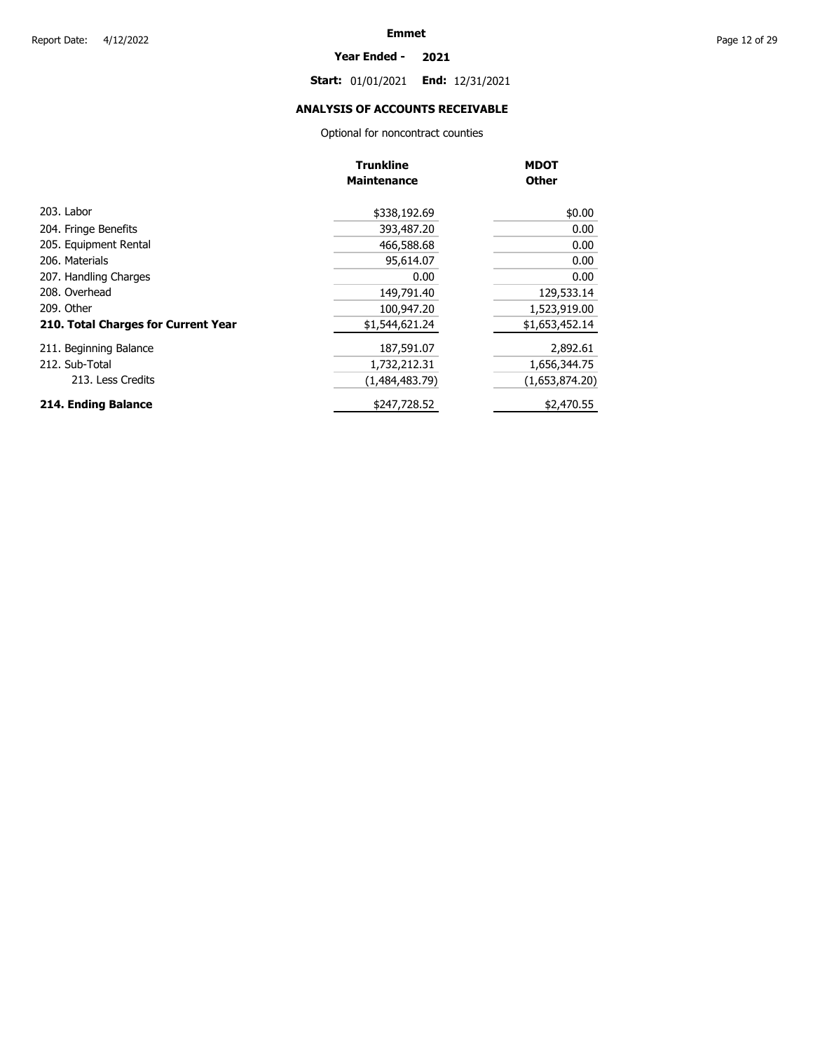**Emmet**

**Year Ended - 2021**

**Start:** 01/01/2021 **End:** 12/31/2021

## ANALYSIS OF ACCOUNTS RECEIVABLE

Optional for noncontract counties

| | Trunkline Maintenance | MDOT Other |
|---|---|---|
| 203. Labor | $338,192.69 | $0.00 |
| 204. Fringe Benefits | 393,487.20 | 0.00 |
| 205. Equipment Rental | 466,588.68 | 0.00 |
| 206. Materials | 95,614.07 | 0.00 |
| 207. Handling Charges | 0.00 | 0.00 |
| 208. Overhead | 149,791.40 | 129,533.14 |
| 209. Other | 100,947.20 | 1,523,919.00 |
| **210. Total Charges for Current Year** | $1,544,621.24 | $1,653,452.14 |
| 211. Beginning Balance | 187,591.07 | 2,892.61 |
| 212. Sub-Total | 1,732,212.31 | 1,656,344.75 |
| 213. Less Credits | (1,484,483.79) | (1,653,874.20) |
| **214. Ending Balance** | $247,728.52 | $2,470.55 |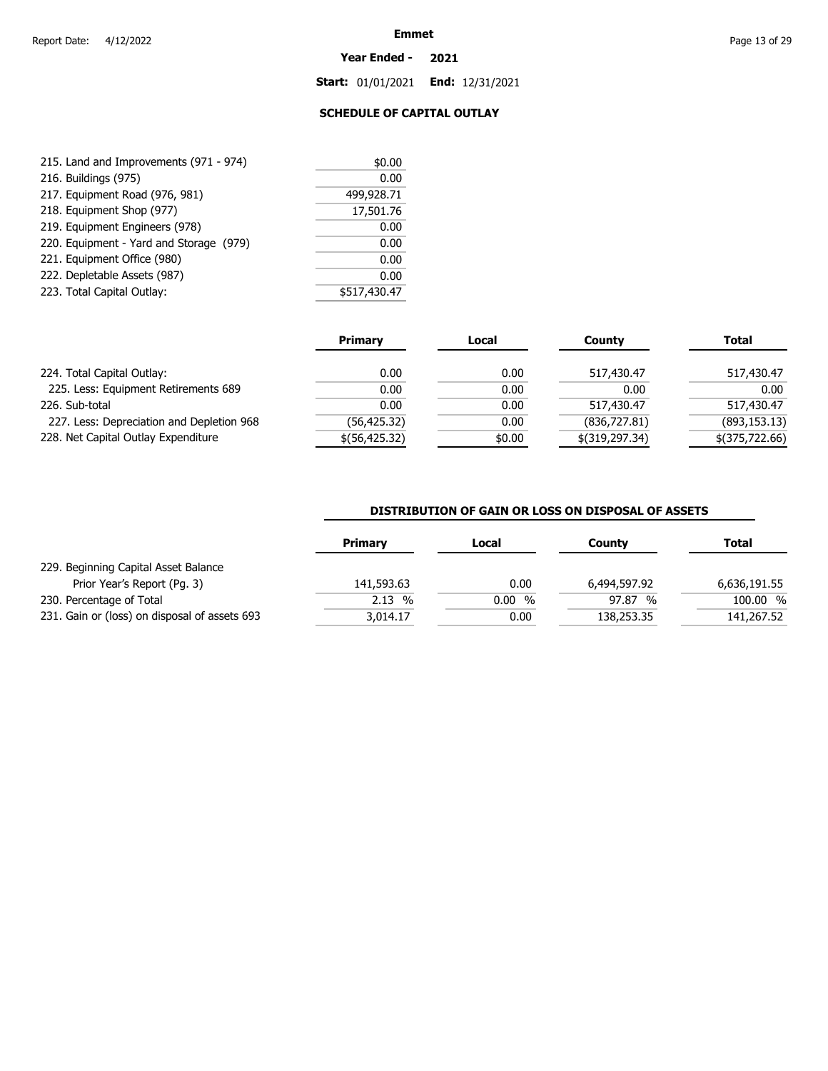Emmet

Year Ended - 2021

Start: 01/01/2021 End: 12/31/2021

## SCHEDULE OF CAPITAL OUTLAY

| | |
|---|---|
| 215. Land and Improvements (971 - 974) | $0.00 |
| 216. Buildings (975) | 0.00 |
| 217. Equipment Road (976, 981) | 499,928.71 |
| 218. Equipment Shop (977) | 17,501.76 |
| 219. Equipment Engineers (978) | 0.00 |
| 220. Equipment - Yard and Storage (979) | 0.00 |
| 221. Equipment Office (980) | 0.00 |
| 222. Depletable Assets (987) | 0.00 |
| 223. Total Capital Outlay: | $517,430.47 |

| | Primary | Local | County | Total |
|---|---|---|---|---|
| 224. Total Capital Outlay: | 0.00 | 0.00 | 517,430.47 | 517,430.47 |
| 225. Less: Equipment Retirements 689 | 0.00 | 0.00 | 0.00 | 0.00 |
| 226. Sub-total | 0.00 | 0.00 | 517,430.47 | 517,430.47 |
| 227. Less: Depreciation and Depletion 968 | (56,425.32) | 0.00 | (836,727.81) | (893,153.13) |
| 228. Net Capital Outlay Expenditure | $(56,425.32) | $0.00 | $(319,297.34) | $(375,722.66) |

### DISTRIBUTION OF GAIN OR LOSS ON DISPOSAL OF ASSETS

| | Primary | Local | County | Total |
|---|---|---|---|---|
| 229. Beginning Capital Asset Balance Prior Year's Report (Pg. 3) | 141,593.63 | 0.00 | 6,494,597.92 | 6,636,191.55 |
| 230. Percentage of Total | 2.13 % | 0.00 % | 97.87 % | 100.00 % |
| 231. Gain or (loss) on disposal of assets 693 | 3,014.17 | 0.00 | 138,253.35 | 141,267.52 |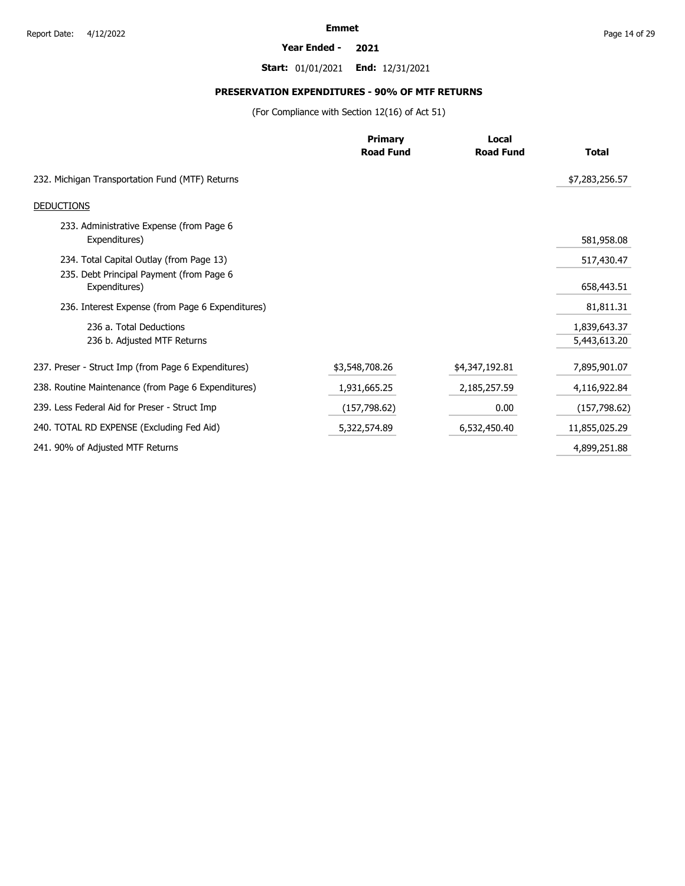**Emmet**

**Year Ended - 2021**

**Start:** 01/01/2021 **End:** 12/31/2021

## PRESERVATION EXPENDITURES - 90% OF MTF RETURNS

(For Compliance with Section 12(16) of Act 51)

| | Primary Road Fund | Local Road Fund | Total |
|---|---|---|---|
| 232. Michigan Transportation Fund (MTF) Returns | | | $7,283,256.57 |
| DEDUCTIONS | | | |
| 233. Administrative Expense (from Page 6 Expenditures) | | | 581,958.08 |
| 234. Total Capital Outlay (from Page 13) | | | 517,430.47 |
| 235. Debt Principal Payment (from Page 6 Expenditures) | | | 658,443.51 |
| 236. Interest Expense (from Page 6 Expenditures) | | | 81,811.31 |
| 236 a. Total Deductions | | | 1,839,643.37 |
| 236 b. Adjusted MTF Returns | | | 5,443,613.20 |
| 237. Preser - Struct Imp (from Page 6 Expenditures) | $3,548,708.26 | $4,347,192.81 | 7,895,901.07 |
| 238. Routine Maintenance (from Page 6 Expenditures) | 1,931,665.25 | 2,185,257.59 | 4,116,922.84 |
| 239. Less Federal Aid for Preser - Struct Imp | (157,798.62) | 0.00 | (157,798.62) |
| 240. TOTAL RD EXPENSE (Excluding Fed Aid) | 5,322,574.89 | 6,532,450.40 | 11,855,025.29 |
| 241. 90% of Adjusted MTF Returns | | | 4,899,251.88 |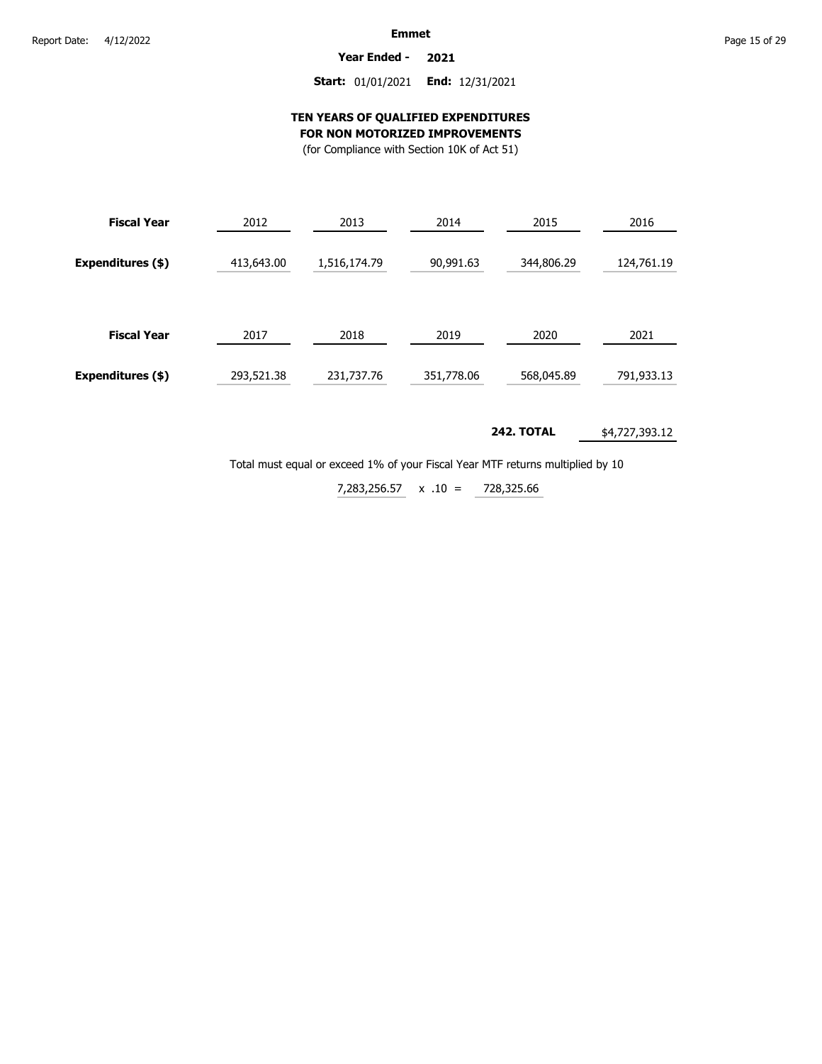**Emmet**

**Year Ended - 2021**

**Start:** 01/01/2021 **End:** 12/31/2021

### TEN YEARS OF QUALIFIED EXPENDITURES FOR NON MOTORIZED IMPROVEMENTS

(for Compliance with Section 10K of Act 51)

| **Fiscal Year** | 2012 | 2013 | 2014 | 2015 | 2016 |
|---|---|---|---|---|---|
| **Expenditures ($)** | 413,643.00 | 1,516,174.79 | 90,991.63 | 344,806.29 | 124,761.19 |

| **Fiscal Year** | 2017 | 2018 | 2019 | 2020 | 2021 |
|---|---|---|---|---|---|
| **Expenditures ($)** | 293,521.38 | 231,737.76 | 351,778.06 | 568,045.89 | 791,933.13 |

**242. TOTAL** $4,727,393.12

Total must equal or exceed 1% of your Fiscal Year MTF returns multiplied by 10

7,283,256.57 x .10 = 728,325.66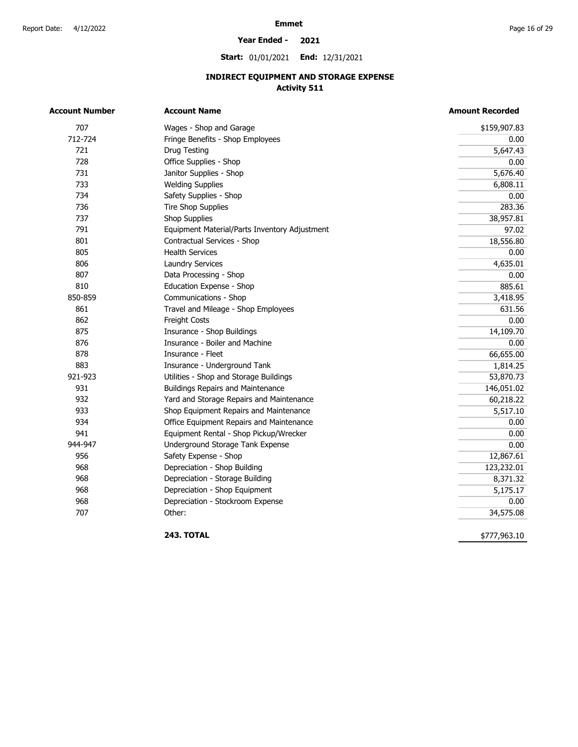**Emmet**

**Year Ended - 2021**

**Start:** 01/01/2021 **End:** 12/31/2021

## INDIRECT EQUIPMENT AND STORAGE EXPENSE
### Activity 511

| Account Number | Account Name | Amount Recorded |
|---|---|---|
| 707 | Wages - Shop and Garage | $159,907.83 |
| 712-724 | Fringe Benefits - Shop Employees | 0.00 |
| 721 | Drug Testing | 5,647.43 |
| 728 | Office Supplies - Shop | 0.00 |
| 731 | Janitor Supplies - Shop | 5,676.40 |
| 733 | Welding Supplies | 6,808.11 |
| 734 | Safety Supplies - Shop | 0.00 |
| 736 | Tire Shop Supplies | 283.36 |
| 737 | Shop Supplies | 38,957.81 |
| 791 | Equipment Material/Parts Inventory Adjustment | 97.02 |
| 801 | Contractual Services - Shop | 18,556.80 |
| 805 | Health Services | 0.00 |
| 806 | Laundry Services | 4,635.01 |
| 807 | Data Processing - Shop | 0.00 |
| 810 | Education Expense - Shop | 885.61 |
| 850-859 | Communications - Shop | 3,418.95 |
| 861 | Travel and Mileage - Shop Employees | 631.56 |
| 862 | Freight Costs | 0.00 |
| 875 | Insurance - Shop Buildings | 14,109.70 |
| 876 | Insurance - Boiler and Machine | 0.00 |
| 878 | Insurance - Fleet | 66,655.00 |
| 883 | Insurance - Underground Tank | 1,814.25 |
| 921-923 | Utilities - Shop and Storage Buildings | 53,870.73 |
| 931 | Buildings Repairs and Maintenance | 146,051.02 |
| 932 | Yard and Storage Repairs and Maintenance | 60,218.22 |
| 933 | Shop Equipment Repairs and Maintenance | 5,517.10 |
| 934 | Office Equipment Repairs and Maintenance | 0.00 |
| 941 | Equipment Rental - Shop Pickup/Wrecker | 0.00 |
| 944-947 | Underground Storage Tank Expense | 0.00 |
| 956 | Safety Expense - Shop | 12,867.61 |
| 968 | Depreciation - Shop Building | 123,232.01 |
| 968 | Depreciation - Storage Building | 8,371.32 |
| 968 | Depreciation - Shop Equipment | 5,175.17 |
| 968 | Depreciation - Stockroom Expense | 0.00 |
| 707 | Other: | 34,575.08 |
| | **243. TOTAL** | $777,963.10 |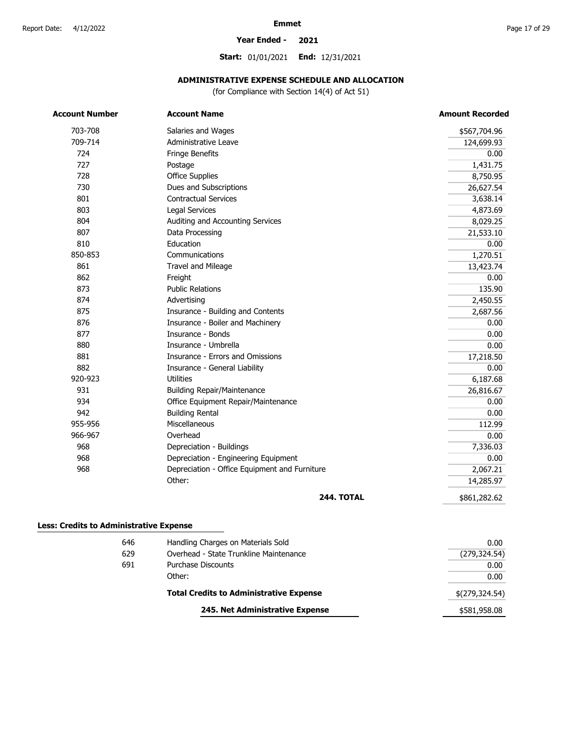**Emmet**

**Year Ended - 2021**

**Start:** 01/01/2021 **End:** 12/31/2021

### ADMINISTRATIVE EXPENSE SCHEDULE AND ALLOCATION

(for Compliance with Section 14(4) of Act 51)

| Account Number | Account Name | Amount Recorded |
|---|---|---|
| 703-708 | Salaries and Wages | $567,704.96 |
| 709-714 | Administrative Leave | 124,699.93 |
| 724 | Fringe Benefits | 0.00 |
| 727 | Postage | 1,431.75 |
| 728 | Office Supplies | 8,750.95 |
| 730 | Dues and Subscriptions | 26,627.54 |
| 801 | Contractual Services | 3,638.14 |
| 803 | Legal Services | 4,873.69 |
| 804 | Auditing and Accounting Services | 8,029.25 |
| 807 | Data Processing | 21,533.10 |
| 810 | Education | 0.00 |
| 850-853 | Communications | 1,270.51 |
| 861 | Travel and Mileage | 13,423.74 |
| 862 | Freight | 0.00 |
| 873 | Public Relations | 135.90 |
| 874 | Advertising | 2,450.55 |
| 875 | Insurance - Building and Contents | 2,687.56 |
| 876 | Insurance - Boiler and Machinery | 0.00 |
| 877 | Insurance - Bonds | 0.00 |
| 880 | Insurance - Umbrella | 0.00 |
| 881 | Insurance - Errors and Omissions | 17,218.50 |
| 882 | Insurance - General Liability | 0.00 |
| 920-923 | Utilities | 6,187.68 |
| 931 | Building Repair/Maintenance | 26,816.67 |
| 934 | Office Equipment Repair/Maintenance | 0.00 |
| 942 | Building Rental | 0.00 |
| 955-956 | Miscellaneous | 112.99 |
| 966-967 | Overhead | 0.00 |
| 968 | Depreciation - Buildings | 7,336.03 |
| 968 | Depreciation - Engineering Equipment | 0.00 |
| 968 | Depreciation - Office Equipment and Furniture | 2,067.21 |
| | Other: | 14,285.97 |
| | **244. TOTAL** | $861,282.62 |

**Less: Credits to Administrative Expense**

| | | |
|---|---|---|
| 646 | Handling Charges on Materials Sold | 0.00 |
| 629 | Overhead - State Trunkline Maintenance | (279,324.54) |
| 691 | Purchase Discounts | 0.00 |
| | Other: | 0.00 |
| | **Total Credits to Administrative Expense** | $(279,324.54) |
| | **245. Net Administrative Expense** | $581,958.08 |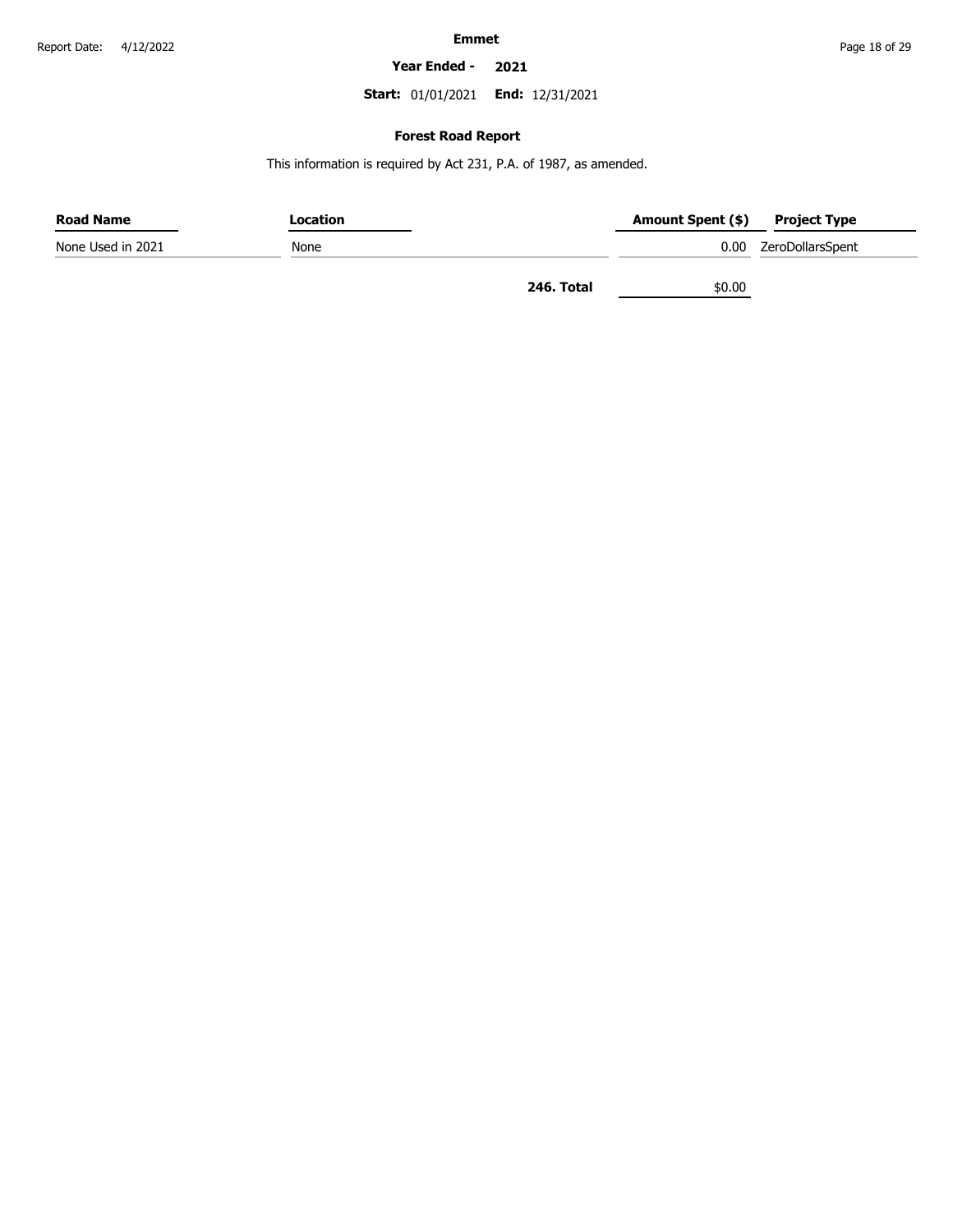**Emmet**

**Year Ended - 2021**

**Start:** 01/01/2021 **End:** 12/31/2021

## Forest Road Report

This information is required by Act 231, P.A. of 1987, as amended.

| Road Name | Location | Amount Spent ($) | Project Type |
|---|---|---|---|
| None Used in 2021 | None | 0.00 | ZeroDollarsSpent |
| | **246. Total** | $0.00 | |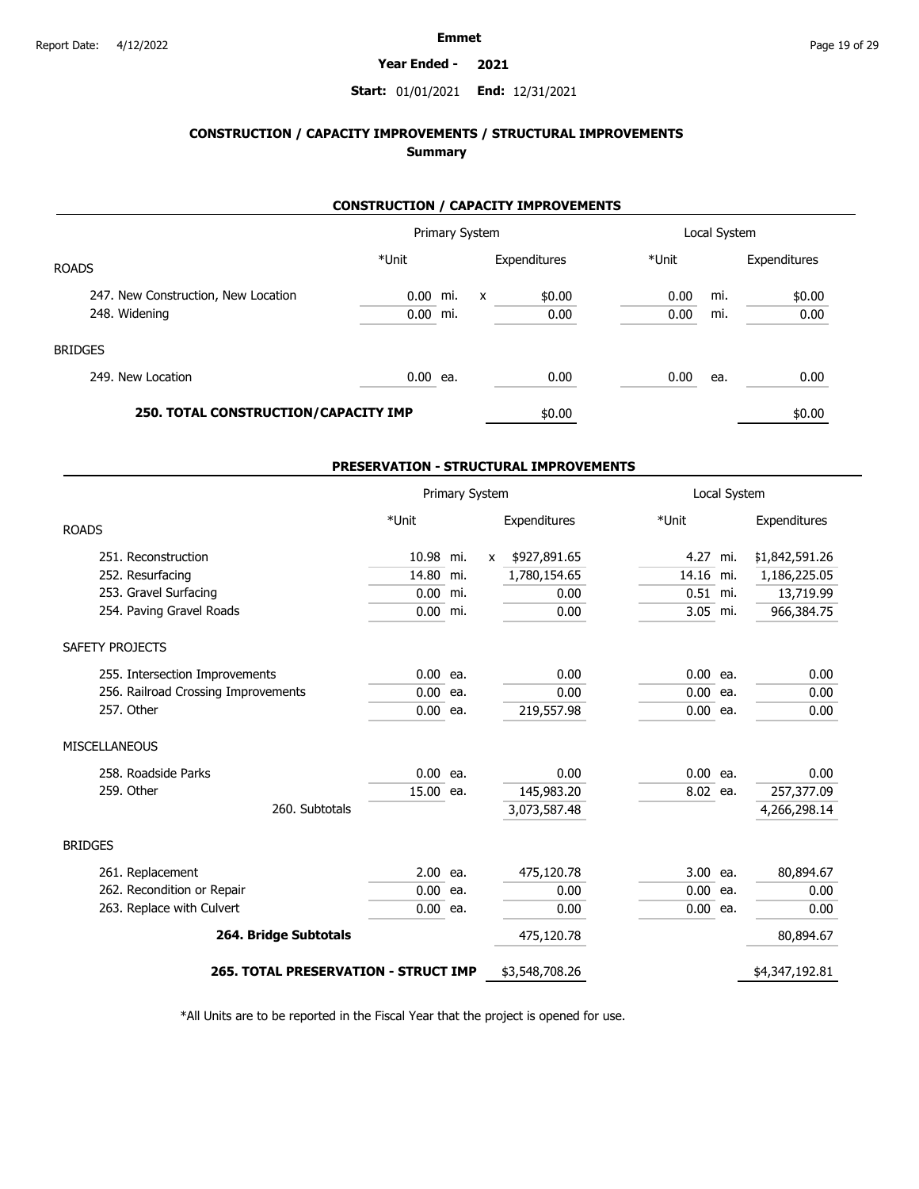Emmet

**Year Ended - 2021**

**Start:** 01/01/2021 **End:** 12/31/2021

## CONSTRUCTION / CAPACITY IMPROVEMENTS / STRUCTURAL IMPROVEMENTS
### Summary

### CONSTRUCTION / CAPACITY IMPROVEMENTS

| | Primary System | | | | Local System | | |
|---|---|---|---|---|---|---|---|
| ROADS | *Unit | | | Expenditures | *Unit | | Expenditures |
| 247. New Construction, New Location | 0.00 | mi. | x | $0.00 | 0.00 | mi. | $0.00 |
| 248. Widening | 0.00 | mi. | | 0.00 | 0.00 | mi. | 0.00 |
| BRIDGES | | | | | | | |
| 249. New Location | 0.00 | ea. | | 0.00 | 0.00 | ea. | 0.00 |
| **250. TOTAL CONSTRUCTION/CAPACITY IMP** | | | | $0.00 | | | $0.00 |

### PRESERVATION - STRUCTURAL IMPROVEMENTS

| | Primary System | | | | Local System | | |
|---|---|---|---|---|---|---|---|
| ROADS | *Unit | | | Expenditures | *Unit | | Expenditures |
| 251. Reconstruction | 10.98 | mi. | x | $927,891.65 | 4.27 | mi. | $1,842,591.26 |
| 252. Resurfacing | 14.80 | mi. | | 1,780,154.65 | 14.16 | mi. | 1,186,225.05 |
| 253. Gravel Surfacing | 0.00 | mi. | | 0.00 | 0.51 | mi. | 13,719.99 |
| 254. Paving Gravel Roads | 0.00 | mi. | | 0.00 | 3.05 | mi. | 966,384.75 |
| SAFETY PROJECTS | | | | | | | |
| 255. Intersection Improvements | 0.00 | ea. | | 0.00 | 0.00 | ea. | 0.00 |
| 256. Railroad Crossing Improvements | 0.00 | ea. | | 0.00 | 0.00 | ea. | 0.00 |
| 257. Other | 0.00 | ea. | | 219,557.98 | 0.00 | ea. | 0.00 |
| MISCELLANEOUS | | | | | | | |
| 258. Roadside Parks | 0.00 | ea. | | 0.00 | 0.00 | ea. | 0.00 |
| 259. Other | 15.00 | ea. | | 145,983.20 | 8.02 | ea. | 257,377.09 |
| 260. Subtotals | | | | 3,073,587.48 | | | 4,266,298.14 |
| BRIDGES | | | | | | | |
| 261. Replacement | 2.00 | ea. | | 475,120.78 | 3.00 | ea. | 80,894.67 |
| 262. Recondition or Repair | 0.00 | ea. | | 0.00 | 0.00 | ea. | 0.00 |
| 263. Replace with Culvert | 0.00 | ea. | | 0.00 | 0.00 | ea. | 0.00 |
| **264. Bridge Subtotals** | | | | 475,120.78 | | | 80,894.67 |
| **265. TOTAL PRESERVATION - STRUCT IMP** | | | | $3,548,708.26 | | | $4,347,192.81 |

*All Units are to be reported in the Fiscal Year that the project is opened for use.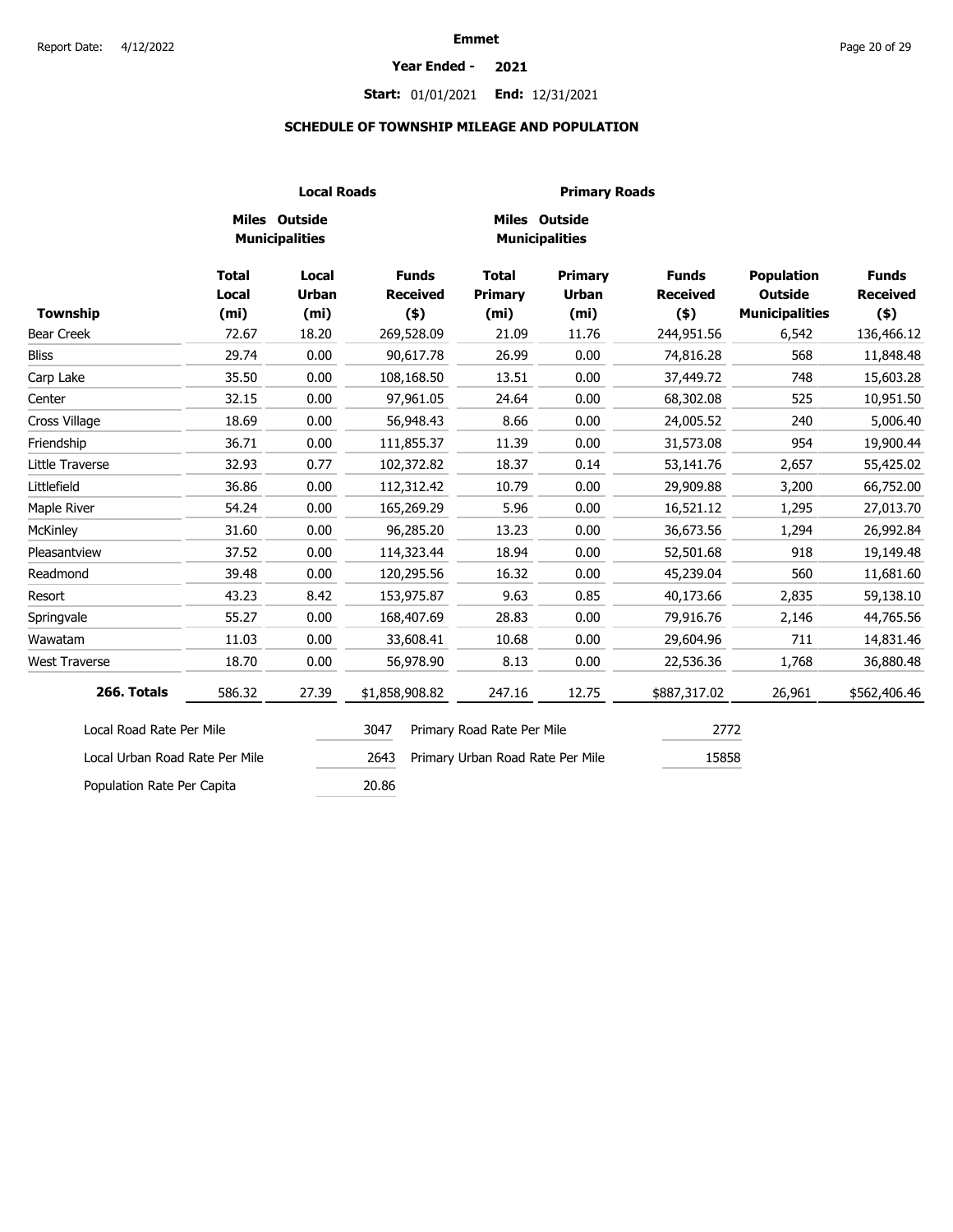**Emmet**

**Year Ended - 2021**

**Start:** 01/01/2021 **End:** 12/31/2021

## SCHEDULE OF TOWNSHIP MILEAGE AND POPULATION

| | Local Roads | | | Primary Roads | | | | |
|---|---|---|---|---|---|---|---|---|
| | Miles Outside Municipalities | | | Miles Outside Municipalities | | | | |
| **Township** | **Total Local (mi)** | **Local Urban (mi)** | **Funds Received ($)** | **Total Primary (mi)** | **Primary Urban (mi)** | **Funds Received ($)** | **Population Outside Municipalities** | **Funds Received ($)** |
| Bear Creek | 72.67 | 18.20 | 269,528.09 | 21.09 | 11.76 | 244,951.56 | 6,542 | 136,466.12 |
| Bliss | 29.74 | 0.00 | 90,617.78 | 26.99 | 0.00 | 74,816.28 | 568 | 11,848.48 |
| Carp Lake | 35.50 | 0.00 | 108,168.50 | 13.51 | 0.00 | 37,449.72 | 748 | 15,603.28 |
| Center | 32.15 | 0.00 | 97,961.05 | 24.64 | 0.00 | 68,302.08 | 525 | 10,951.50 |
| Cross Village | 18.69 | 0.00 | 56,948.43 | 8.66 | 0.00 | 24,005.52 | 240 | 5,006.40 |
| Friendship | 36.71 | 0.00 | 111,855.37 | 11.39 | 0.00 | 31,573.08 | 954 | 19,900.44 |
| Little Traverse | 32.93 | 0.77 | 102,372.82 | 18.37 | 0.14 | 53,141.76 | 2,657 | 55,425.02 |
| Littlefield | 36.86 | 0.00 | 112,312.42 | 10.79 | 0.00 | 29,909.88 | 3,200 | 66,752.00 |
| Maple River | 54.24 | 0.00 | 165,269.29 | 5.96 | 0.00 | 16,521.12 | 1,295 | 27,013.70 |
| McKinley | 31.60 | 0.00 | 96,285.20 | 13.23 | 0.00 | 36,673.56 | 1,294 | 26,992.84 |
| Pleasantview | 37.52 | 0.00 | 114,323.44 | 18.94 | 0.00 | 52,501.68 | 918 | 19,149.48 |
| Readmond | 39.48 | 0.00 | 120,295.56 | 16.32 | 0.00 | 45,239.04 | 560 | 11,681.60 |
| Resort | 43.23 | 8.42 | 153,975.87 | 9.63 | 0.85 | 40,173.66 | 2,835 | 59,138.10 |
| Springvale | 55.27 | 0.00 | 168,407.69 | 28.83 | 0.00 | 79,916.76 | 2,146 | 44,765.56 |
| Wawatam | 11.03 | 0.00 | 33,608.41 | 10.68 | 0.00 | 29,604.96 | 711 | 14,831.46 |
| West Traverse | 18.70 | 0.00 | 56,978.90 | 8.13 | 0.00 | 22,536.36 | 1,768 | 36,880.48 |
| **266. Totals** | 586.32 | 27.39 | $1,858,908.82 | 247.16 | 12.75 | $887,317.02 | 26,961 | $562,406.46 |

| | | | |
|---|---|---|---|
| Local Road Rate Per Mile | 3047 | Primary Road Rate Per Mile | 2772 |
| Local Urban Road Rate Per Mile | 2643 | Primary Urban Road Rate Per Mile | 15858 |
| Population Rate Per Capita | 20.86 | | |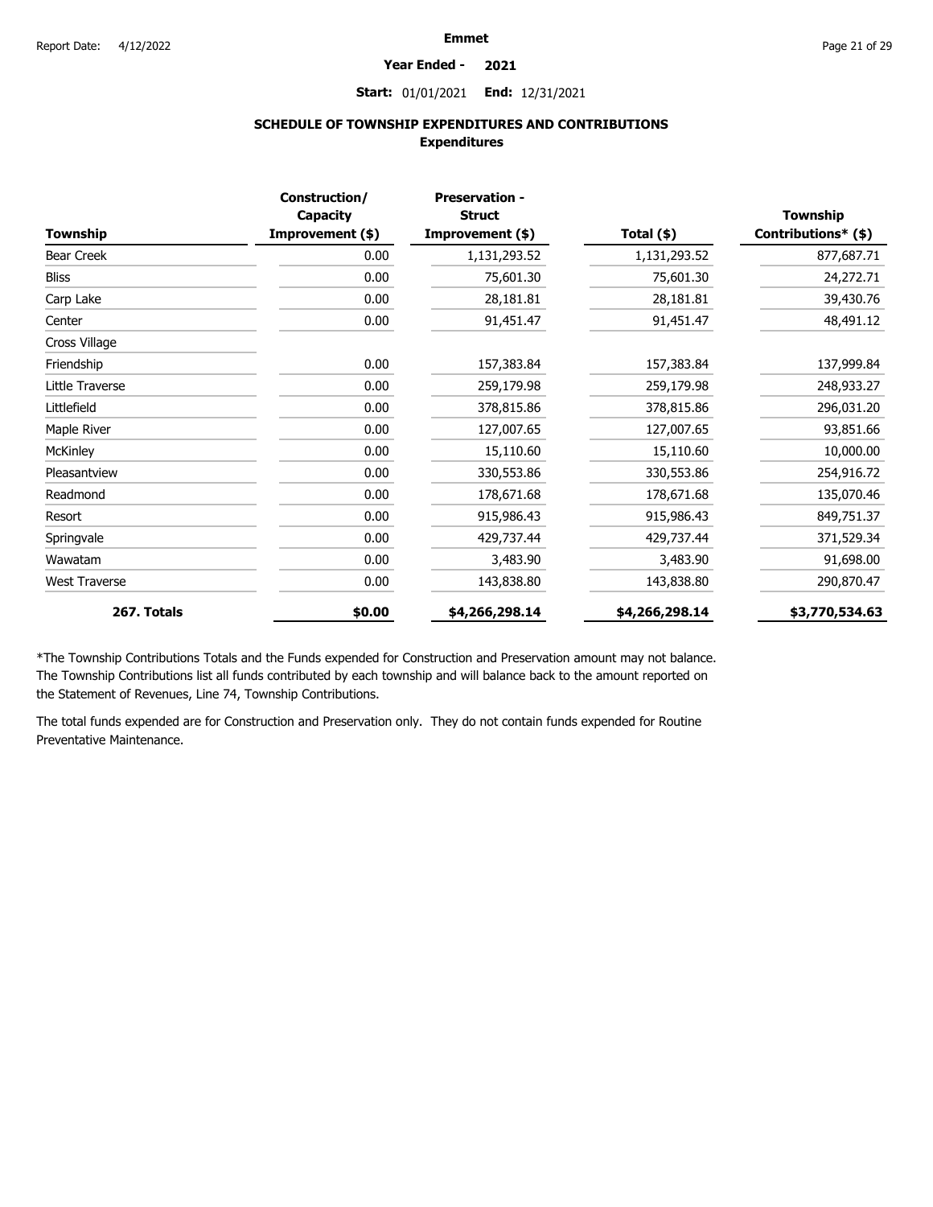**Emmet**

**Year Ended - 2021**

**Start:** 01/01/2021 **End:** 12/31/2021

## SCHEDULE OF TOWNSHIP EXPENDITURES AND CONTRIBUTIONS

### Expenditures

| Township | Construction/ Capacity Improvement ($) | Preservation - Struct Improvement ($) | Total ($) | Township Contributions* ($) |
|---|---|---|---|---|
| Bear Creek | 0.00 | 1,131,293.52 | 1,131,293.52 | 877,687.71 |
| Bliss | 0.00 | 75,601.30 | 75,601.30 | 24,272.71 |
| Carp Lake | 0.00 | 28,181.81 | 28,181.81 | 39,430.76 |
| Center | 0.00 | 91,451.47 | 91,451.47 | 48,491.12 |
| Cross Village | | | | |
| Friendship | 0.00 | 157,383.84 | 157,383.84 | 137,999.84 |
| Little Traverse | 0.00 | 259,179.98 | 259,179.98 | 248,933.27 |
| Littlefield | 0.00 | 378,815.86 | 378,815.86 | 296,031.20 |
| Maple River | 0.00 | 127,007.65 | 127,007.65 | 93,851.66 |
| McKinley | 0.00 | 15,110.60 | 15,110.60 | 10,000.00 |
| Pleasantview | 0.00 | 330,553.86 | 330,553.86 | 254,916.72 |
| Readmond | 0.00 | 178,671.68 | 178,671.68 | 135,070.46 |
| Resort | 0.00 | 915,986.43 | 915,986.43 | 849,751.37 |
| Springvale | 0.00 | 429,737.44 | 429,737.44 | 371,529.34 |
| Wawatam | 0.00 | 3,483.90 | 3,483.90 | 91,698.00 |
| West Traverse | 0.00 | 143,838.80 | 143,838.80 | 290,870.47 |
| **267. Totals** | **$0.00** | **$4,266,298.14** | **$4,266,298.14** | **$3,770,534.63** |

*The Township Contributions Totals and the Funds expended for Construction and Preservation amount may not balance. The Township Contributions list all funds contributed by each township and will balance back to the amount reported on the Statement of Revenues, Line 74, Township Contributions.

The total funds expended are for Construction and Preservation only. They do not contain funds expended for Routine Preventative Maintenance.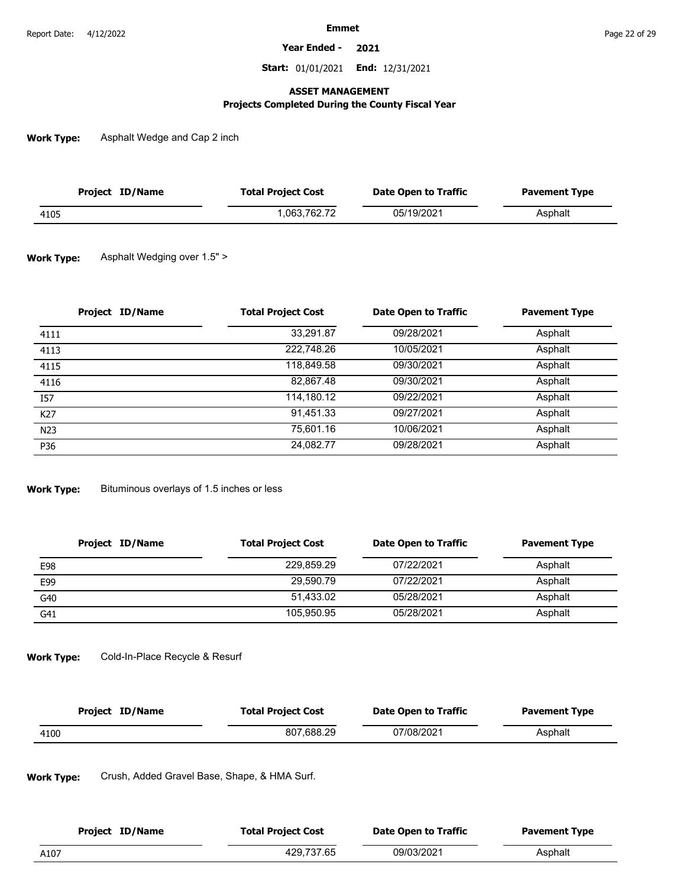**Emmet**

**Year Ended - 2021**

**Start:** 01/01/2021 **End:** 12/31/2021

## ASSET MANAGEMENT

### Projects Completed During the County Fiscal Year

**Work Type:** Asphalt Wedge and Cap 2 inch

| Project ID/Name | Total Project Cost | Date Open to Traffic | Pavement Type |
|---|---|---|---|
| 4105 | 1,063,762.72 | 05/19/2021 | Asphalt |

**Work Type:** Asphalt Wedging over 1.5" >

| Project ID/Name | Total Project Cost | Date Open to Traffic | Pavement Type |
|---|---|---|---|
| 4111 | 33,291.87 | 09/28/2021 | Asphalt |
| 4113 | 222,748.26 | 10/05/2021 | Asphalt |
| 4115 | 118,849.58 | 09/30/2021 | Asphalt |
| 4116 | 82,867.48 | 09/30/2021 | Asphalt |
| I57 | 114,180.12 | 09/22/2021 | Asphalt |
| K27 | 91,451.33 | 09/27/2021 | Asphalt |
| N23 | 75,601.16 | 10/06/2021 | Asphalt |
| P36 | 24,082.77 | 09/28/2021 | Asphalt |

**Work Type:** Bituminous overlays of 1.5 inches or less

| Project ID/Name | Total Project Cost | Date Open to Traffic | Pavement Type |
|---|---|---|---|
| E98 | 229,859.29 | 07/22/2021 | Asphalt |
| E99 | 29,590.79 | 07/22/2021 | Asphalt |
| G40 | 51,433.02 | 05/28/2021 | Asphalt |
| G41 | 105,950.95 | 05/28/2021 | Asphalt |

**Work Type:** Cold-In-Place Recycle & Resurf

| Project ID/Name | Total Project Cost | Date Open to Traffic | Pavement Type |
|---|---|---|---|
| 4100 | 807,688.29 | 07/08/2021 | Asphalt |

**Work Type:** Crush, Added Gravel Base, Shape, & HMA Surf.

| Project ID/Name | Total Project Cost | Date Open to Traffic | Pavement Type |
|---|---|---|---|
| A107 | 429,737.65 | 09/03/2021 | Asphalt |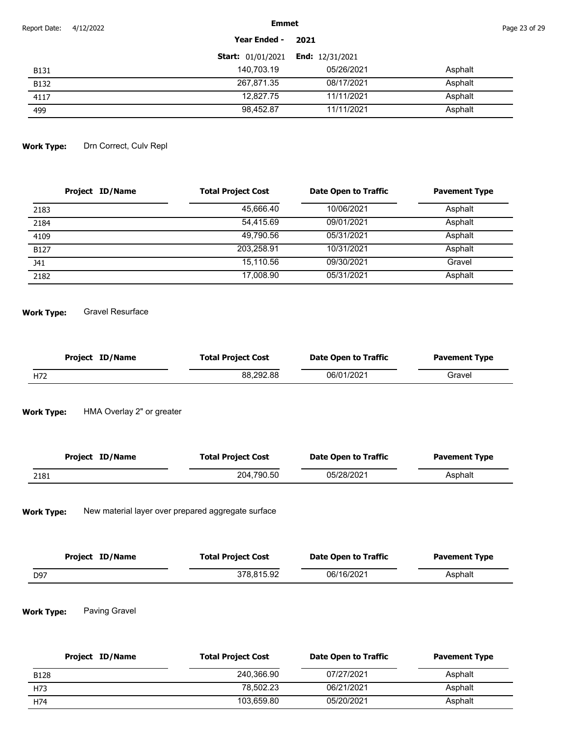| Project ID/Name | Total Project Cost | Date Open to Traffic | Pavement Type |
|---|---|---|---|
| B131 | 140,703.19 | 05/26/2021 | Asphalt |
| B132 | 267,871.35 | 08/17/2021 | Asphalt |
| 4117 | 12,827.75 | 11/11/2021 | Asphalt |
| 499 | 98,452.87 | 11/11/2021 | Asphalt |

**Work Type:** Drn Correct, Culv Repl

| Project ID/Name | Total Project Cost | Date Open to Traffic | Pavement Type |
|---|---|---|---|
| 2183 | 45,666.40 | 10/06/2021 | Asphalt |
| 2184 | 54,415.69 | 09/01/2021 | Asphalt |
| 4109 | 49,790.56 | 05/31/2021 | Asphalt |
| B127 | 203,258.91 | 10/31/2021 | Asphalt |
| J41 | 15,110.56 | 09/30/2021 | Gravel |
| 2182 | 17,008.90 | 05/31/2021 | Asphalt |

**Work Type:** Gravel Resurface

| Project ID/Name | Total Project Cost | Date Open to Traffic | Pavement Type |
|---|---|---|---|
| H72 | 88,292.88 | 06/01/2021 | Gravel |

**Work Type:** HMA Overlay 2" or greater

| Project ID/Name | Total Project Cost | Date Open to Traffic | Pavement Type |
|---|---|---|---|
| 2181 | 204,790.50 | 05/28/2021 | Asphalt |

**Work Type:** New material layer over prepared aggregate surface

| Project ID/Name | Total Project Cost | Date Open to Traffic | Pavement Type |
|---|---|---|---|
| D97 | 378,815.92 | 06/16/2021 | Asphalt |

**Work Type:** Paving Gravel

| Project ID/Name | Total Project Cost | Date Open to Traffic | Pavement Type |
|---|---|---|---|
| B128 | 240,366.90 | 07/27/2021 | Asphalt |
| H73 | 78,502.23 | 06/21/2021 | Asphalt |
| H74 | 103,659.80 | 05/20/2021 | Asphalt |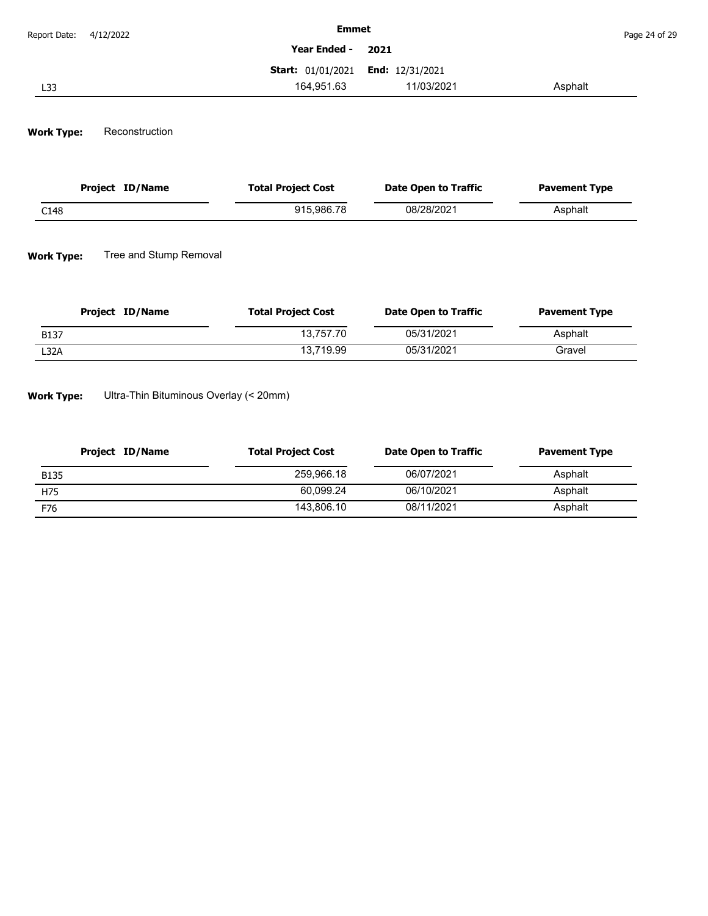| L33 | 164,951.63 | 11/03/2021 | Asphalt |
|---|---|---|---|

**Work Type:** Reconstruction

| Project ID/Name | Total Project Cost | Date Open to Traffic | Pavement Type |
|---|---|---|---|
| C148 | 915,986.78 | 08/28/2021 | Asphalt |

**Work Type:** Tree and Stump Removal

| Project ID/Name | Total Project Cost | Date Open to Traffic | Pavement Type |
|---|---|---|---|
| B137 | 13,757.70 | 05/31/2021 | Asphalt |
| L32A | 13,719.99 | 05/31/2021 | Gravel |

**Work Type:** Ultra-Thin Bituminous Overlay (< 20mm)

| Project ID/Name | Total Project Cost | Date Open to Traffic | Pavement Type |
|---|---|---|---|
| B135 | 259,966.18 | 06/07/2021 | Asphalt |
| H75 | 60,099.24 | 06/10/2021 | Asphalt |
| F76 | 143,806.10 | 08/11/2021 | Asphalt |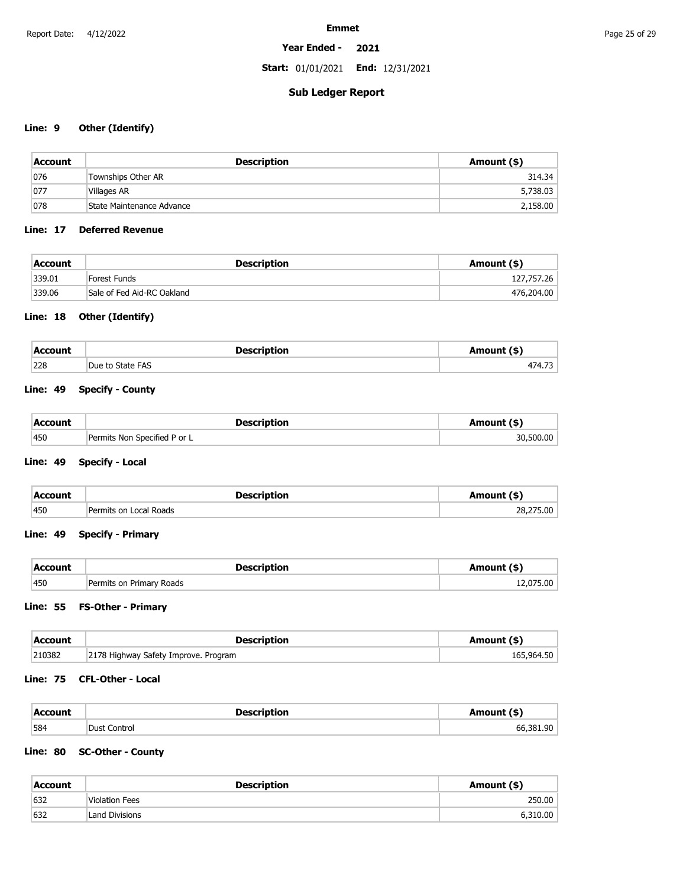Emmet

**Year Ended - 2021**

**Start:** 01/01/2021 **End:** 12/31/2021

## Sub Ledger Report

### Line: 9 Other (Identify)

| Account | Description | Amount ($) |
|---|---|---|
| 076 | Townships Other AR | 314.34 |
| 077 | Villages AR | 5,738.03 |
| 078 | State Maintenance Advance | 2,158.00 |

### Line: 17 Deferred Revenue

| Account | Description | Amount ($) |
|---|---|---|
| 339.01 | Forest Funds | 127,757.26 |
| 339.06 | Sale of Fed Aid-RC Oakland | 476,204.00 |

### Line: 18 Other (Identify)

| Account | Description | Amount ($) |
|---|---|---|
| 228 | Due to State FAS | 474.73 |

### Line: 49 Specify - County

| Account | Description | Amount ($) |
|---|---|---|
| 450 | Permits Non Specified P or L | 30,500.00 |

### Line: 49 Specify - Local

| Account | Description | Amount ($) |
|---|---|---|
| 450 | Permits on Local Roads | 28,275.00 |

### Line: 49 Specify - Primary

| Account | Description | Amount ($) |
|---|---|---|
| 450 | Permits on Primary Roads | 12,075.00 |

### Line: 55 FS-Other - Primary

| Account | Description | Amount ($) |
|---|---|---|
| 210382 | 2178 Highway Safety Improve. Program | 165,964.50 |

### Line: 75 CFL-Other - Local

| Account | Description | Amount ($) |
|---|---|---|
| 584 | Dust Control | 66,381.90 |

### Line: 80 SC-Other - County

| Account | Description | Amount ($) |
|---|---|---|
| 632 | Violation Fees | 250.00 |
| 632 | Land Divisions | 6,310.00 |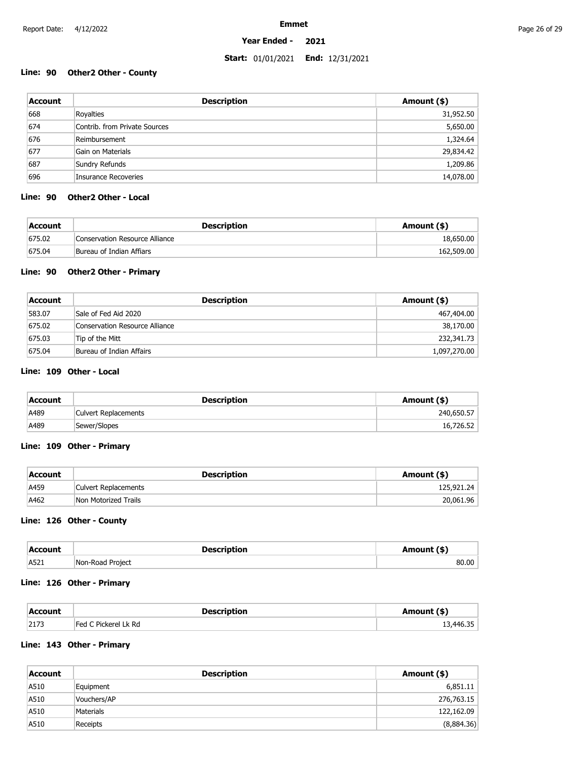**Emmet**

**Year Ended - 2021**

**Start:** 01/01/2021 **End:** 12/31/2021

### Line: 90 Other2 Other - County

| Account | Description | Amount ($) |
|---|---|---|
| 668 | Royalties | 31,952.50 |
| 674 | Contrib. from Private Sources | 5,650.00 |
| 676 | Reimbursement | 1,324.64 |
| 677 | Gain on Materials | 29,834.42 |
| 687 | Sundry Refunds | 1,209.86 |
| 696 | Insurance Recoveries | 14,078.00 |

### Line: 90 Other2 Other - Local

| Account | Description | Amount ($) |
|---|---|---|
| 675.02 | Conservation Resource Alliance | 18,650.00 |
| 675.04 | Bureau of Indian Affiars | 162,509.00 |

### Line: 90 Other2 Other - Primary

| Account | Description | Amount ($) |
|---|---|---|
| 583.07 | Sale of Fed Aid 2020 | 467,404.00 |
| 675.02 | Conservation Resource Alliance | 38,170.00 |
| 675.03 | Tip of the Mitt | 232,341.73 |
| 675.04 | Bureau of Indian Affairs | 1,097,270.00 |

### Line: 109 Other - Local

| Account | Description | Amount ($) |
|---|---|---|
| A489 | Culvert Replacements | 240,650.57 |
| A489 | Sewer/Slopes | 16,726.52 |

### Line: 109 Other - Primary

| Account | Description | Amount ($) |
|---|---|---|
| A459 | Culvert Replacements | 125,921.24 |
| A462 | Non Motorized Trails | 20,061.96 |

### Line: 126 Other - County

| Account | Description | Amount ($) |
|---|---|---|
| A521 | Non-Road Project | 80.00 |

### Line: 126 Other - Primary

| Account | Description | Amount ($) |
|---|---|---|
| 2173 | Fed C Pickerel Lk Rd | 13,446.35 |

### Line: 143 Other - Primary

| Account | Description | Amount ($) |
|---|---|---|
| A510 | Equipment | 6,851.11 |
| A510 | Vouchers/AP | 276,763.15 |
| A510 | Materials | 122,162.09 |
| A510 | Receipts | (8,884.36) |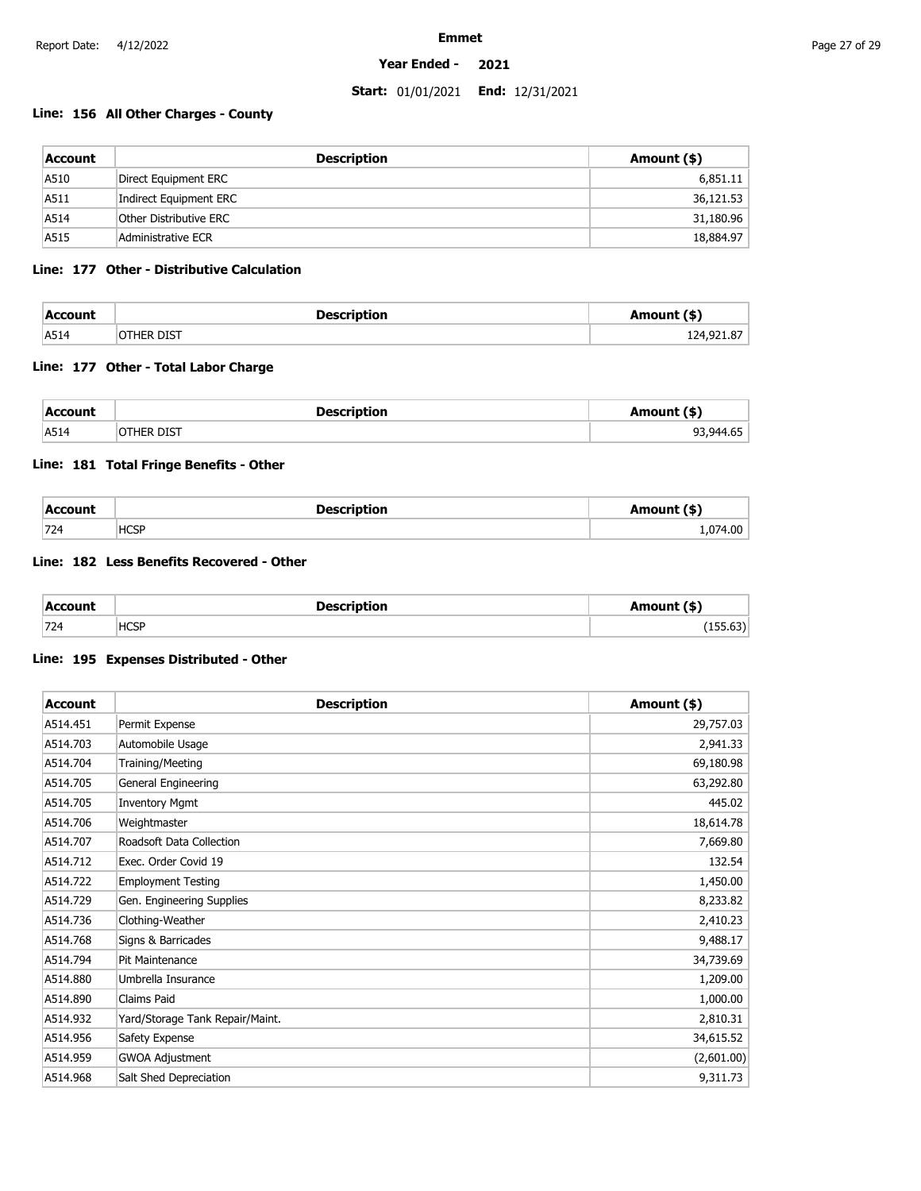**Emmet**

**Year Ended - 2021**

**Start:** 01/01/2021 **End:** 12/31/2021

### Line: 156 All Other Charges - County

| Account | Description | Amount ($) |
|---|---|---|
| A510 | Direct Equipment ERC | 6,851.11 |
| A511 | Indirect Equipment ERC | 36,121.53 |
| A514 | Other Distributive ERC | 31,180.96 |
| A515 | Administrative ECR | 18,884.97 |

### Line: 177 Other - Distributive Calculation

| Account | Description | Amount ($) |
|---|---|---|
| A514 | OTHER DIST | 124,921.87 |

### Line: 177 Other - Total Labor Charge

| Account | Description | Amount ($) |
|---|---|---|
| A514 | OTHER DIST | 93,944.65 |

### Line: 181 Total Fringe Benefits - Other

| Account | Description | Amount ($) |
|---|---|---|
| 724 | HCSP | 1,074.00 |

### Line: 182 Less Benefits Recovered - Other

| Account | Description | Amount ($) |
|---|---|---|
| 724 | HCSP | (155.63) |

### Line: 195 Expenses Distributed - Other

| Account | Description | Amount ($) |
|---|---|---|
| A514.451 | Permit Expense | 29,757.03 |
| A514.703 | Automobile Usage | 2,941.33 |
| A514.704 | Training/Meeting | 69,180.98 |
| A514.705 | General Engineering | 63,292.80 |
| A514.705 | Inventory Mgmt | 445.02 |
| A514.706 | Weightmaster | 18,614.78 |
| A514.707 | Roadsoft Data Collection | 7,669.80 |
| A514.712 | Exec. Order Covid 19 | 132.54 |
| A514.722 | Employment Testing | 1,450.00 |
| A514.729 | Gen. Engineering Supplies | 8,233.82 |
| A514.736 | Clothing-Weather | 2,410.23 |
| A514.768 | Signs & Barricades | 9,488.17 |
| A514.794 | Pit Maintenance | 34,739.69 |
| A514.880 | Umbrella Insurance | 1,209.00 |
| A514.890 | Claims Paid | 1,000.00 |
| A514.932 | Yard/Storage Tank Repair/Maint. | 2,810.31 |
| A514.956 | Safety Expense | 34,615.52 |
| A514.959 | GWOA Adjustment | (2,601.00) |
| A514.968 | Salt Shed Depreciation | 9,311.73 |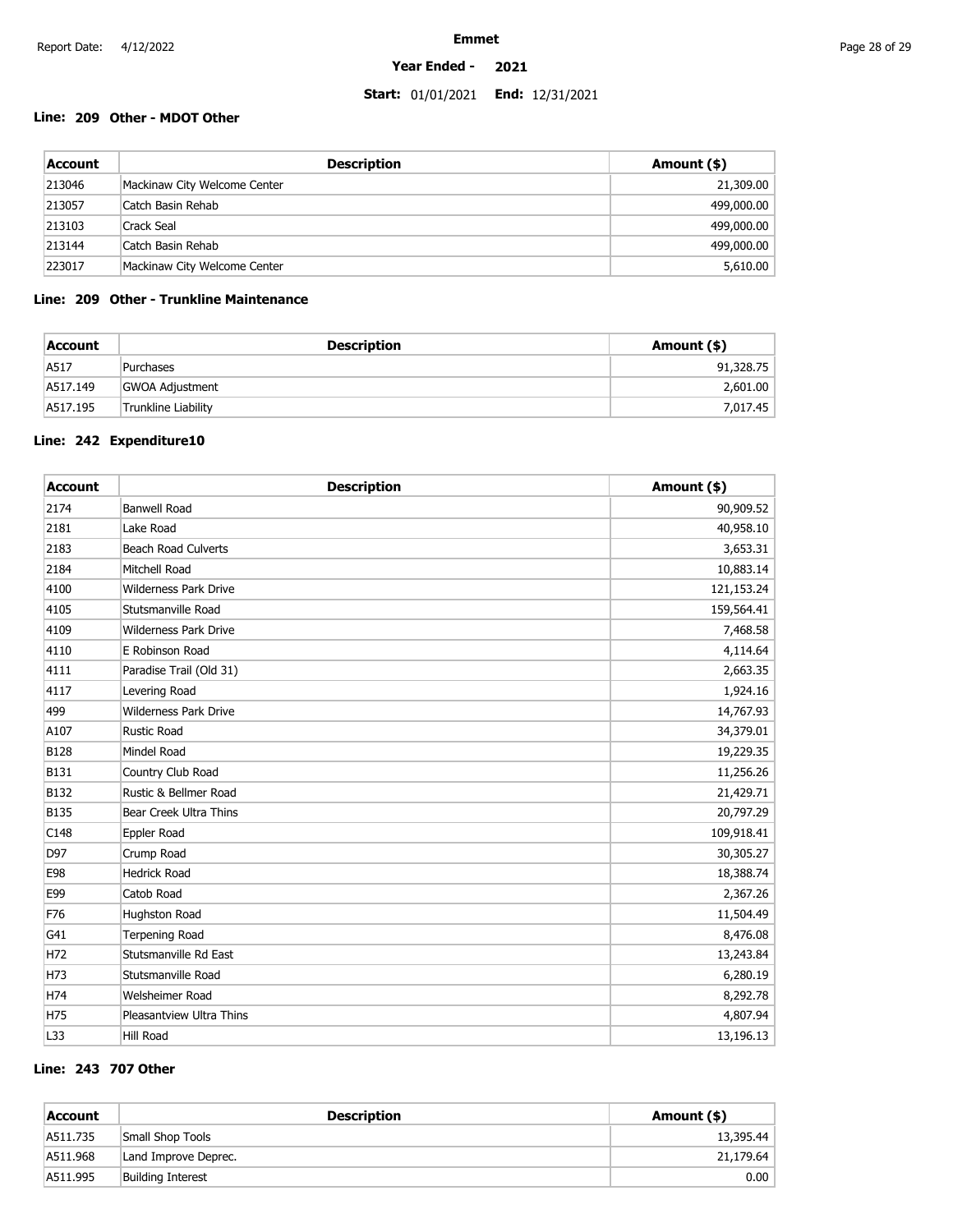Report Date: 4/12/2022

**Emmet**

**Year Ended - 2021**

**Start:** 01/01/2021 **End:** 12/31/2021

### Line: 209 Other - MDOT Other

| Account | Description | Amount ($) |
| --- | --- | --- |
| 213046 | Mackinaw City Welcome Center | 21,309.00 |
| 213057 | Catch Basin Rehab | 499,000.00 |
| 213103 | Crack Seal | 499,000.00 |
| 213144 | Catch Basin Rehab | 499,000.00 |
| 223017 | Mackinaw City Welcome Center | 5,610.00 |

### Line: 209 Other - Trunkline Maintenance

| Account | Description | Amount ($) |
| --- | --- | --- |
| A517 | Purchases | 91,328.75 |
| A517.149 | GWOA Adjustment | 2,601.00 |
| A517.195 | Trunkline Liability | 7,017.45 |

### Line: 242 Expenditure10

| Account | Description | Amount ($) |
| --- | --- | --- |
| 2174 | Banwell Road | 90,909.52 |
| 2181 | Lake Road | 40,958.10 |
| 2183 | Beach Road Culverts | 3,653.31 |
| 2184 | Mitchell Road | 10,883.14 |
| 4100 | Wilderness Park Drive | 121,153.24 |
| 4105 | Stutsmanville Road | 159,564.41 |
| 4109 | Wilderness Park Drive | 7,468.58 |
| 4110 | E Robinson Road | 4,114.64 |
| 4111 | Paradise Trail (Old 31) | 2,663.35 |
| 4117 | Levering Road | 1,924.16 |
| 499 | Wilderness Park Drive | 14,767.93 |
| A107 | Rustic Road | 34,379.01 |
| B128 | Mindel Road | 19,229.35 |
| B131 | Country Club Road | 11,256.26 |
| B132 | Rustic & Bellmer Road | 21,429.71 |
| B135 | Bear Creek Ultra Thins | 20,797.29 |
| C148 | Eppler Road | 109,918.41 |
| D97 | Crump Road | 30,305.27 |
| E98 | Hedrick Road | 18,388.74 |
| E99 | Catob Road | 2,367.26 |
| F76 | Hughston Road | 11,504.49 |
| G41 | Terpening Road | 8,476.08 |
| H72 | Stutsmanville Rd East | 13,243.84 |
| H73 | Stutsmanville Road | 6,280.19 |
| H74 | Welsheimer Road | 8,292.78 |
| H75 | Pleasantview Ultra Thins | 4,807.94 |
| L33 | Hill Road | 13,196.13 |

### Line: 243 707 Other

| Account | Description | Amount ($) |
| --- | --- | --- |
| A511.735 | Small Shop Tools | 13,395.44 |
| A511.968 | Land Improve Deprec. | 21,179.64 |
| A511.995 | Building Interest | 0.00 |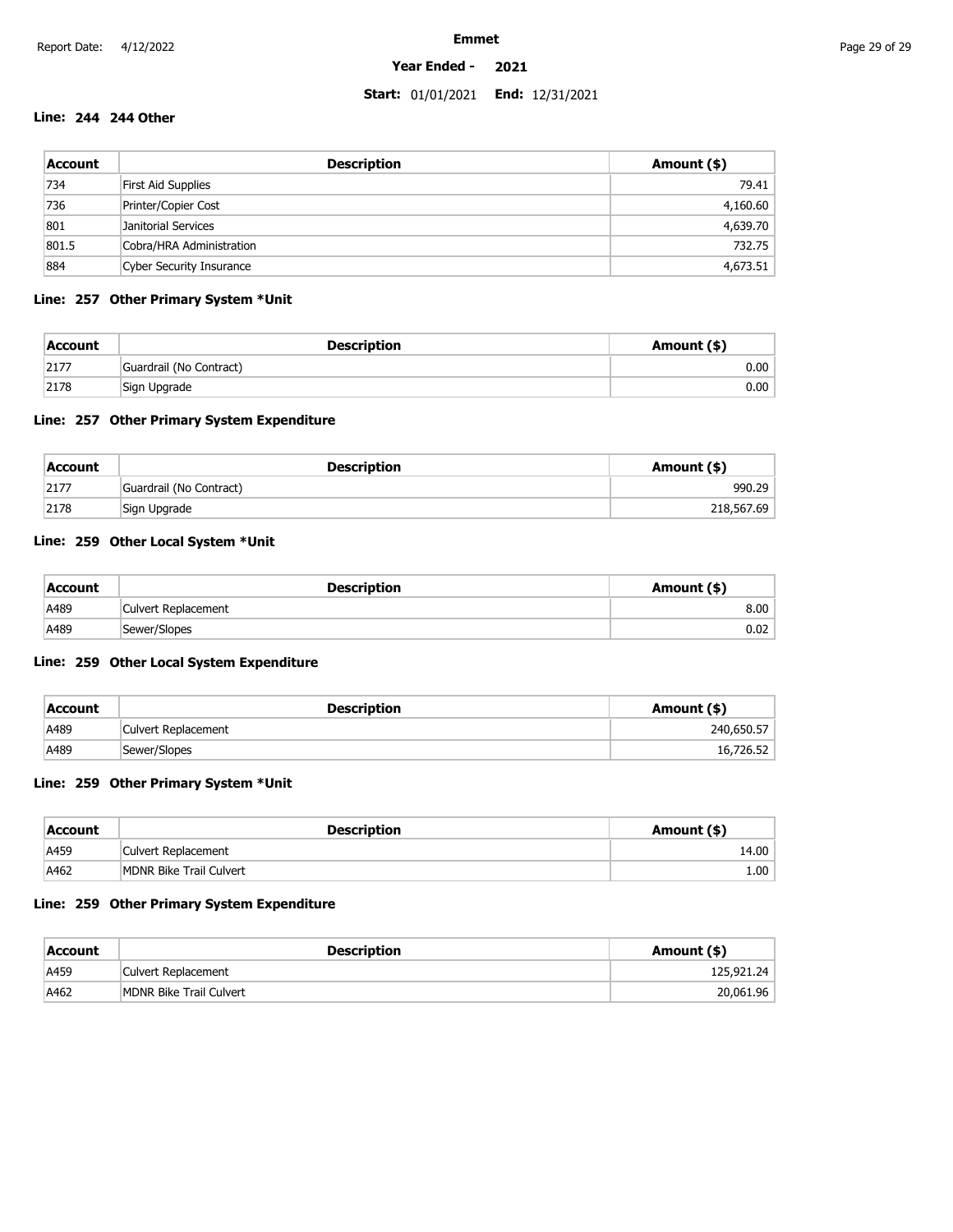**Line: 244 244 Other**

| Account | Description | Amount ($) |
|---|---|---|
| 734 | First Aid Supplies | 79.41 |
| 736 | Printer/Copier Cost | 4,160.60 |
| 801 | Janitorial Services | 4,639.70 |
| 801.5 | Cobra/HRA Administration | 732.75 |
| 884 | Cyber Security Insurance | 4,673.51 |

**Line: 257 Other Primary System *Unit**

| Account | Description | Amount ($) |
|---|---|---|
| 2177 | Guardrail (No Contract) | 0.00 |
| 2178 | Sign Upgrade | 0.00 |

**Line: 257 Other Primary System Expenditure**

| Account | Description | Amount ($) |
|---|---|---|
| 2177 | Guardrail (No Contract) | 990.29 |
| 2178 | Sign Upgrade | 218,567.69 |

**Line: 259 Other Local System *Unit**

| Account | Description | Amount ($) |
|---|---|---|
| A489 | Culvert Replacement | 8.00 |
| A489 | Sewer/Slopes | 0.02 |

**Line: 259 Other Local System Expenditure**

| Account | Description | Amount ($) |
|---|---|---|
| A489 | Culvert Replacement | 240,650.57 |
| A489 | Sewer/Slopes | 16,726.52 |

**Line: 259 Other Primary System *Unit**

| Account | Description | Amount ($) |
|---|---|---|
| A459 | Culvert Replacement | 14.00 |
| A462 | MDNR Bike Trail Culvert | 1.00 |

**Line: 259 Other Primary System Expenditure**

| Account | Description | Amount ($) |
|---|---|---|
| A459 | Culvert Replacement | 125,921.24 |
| A462 | MDNR Bike Trail Culvert | 20,061.96 |